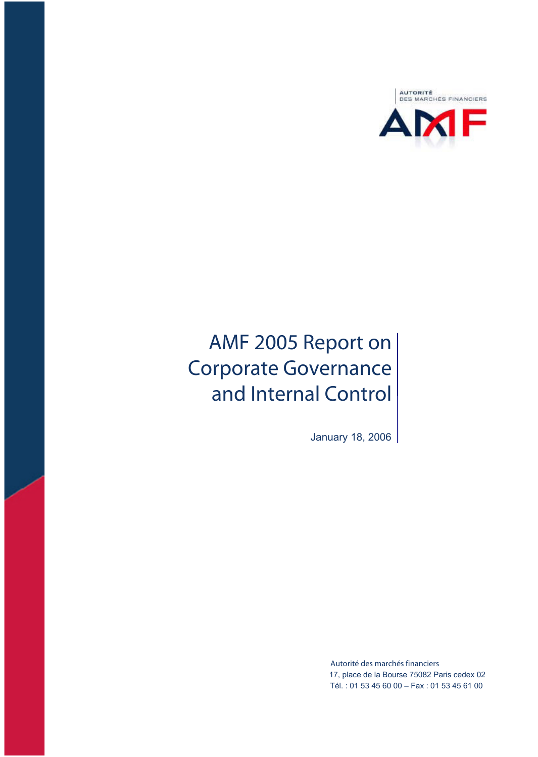AUTORITÉ
DES MARCHÉS FINANCIERS

AMF

# AMF 2005 Report on Corporate Governance and Internal Control

January 18, 2006

Autorité des marchés financiers
17, place de la Bourse 75082 Paris cedex 02
Tél. : 01 53 45 60 00 – Fax : 01 53 45 61 00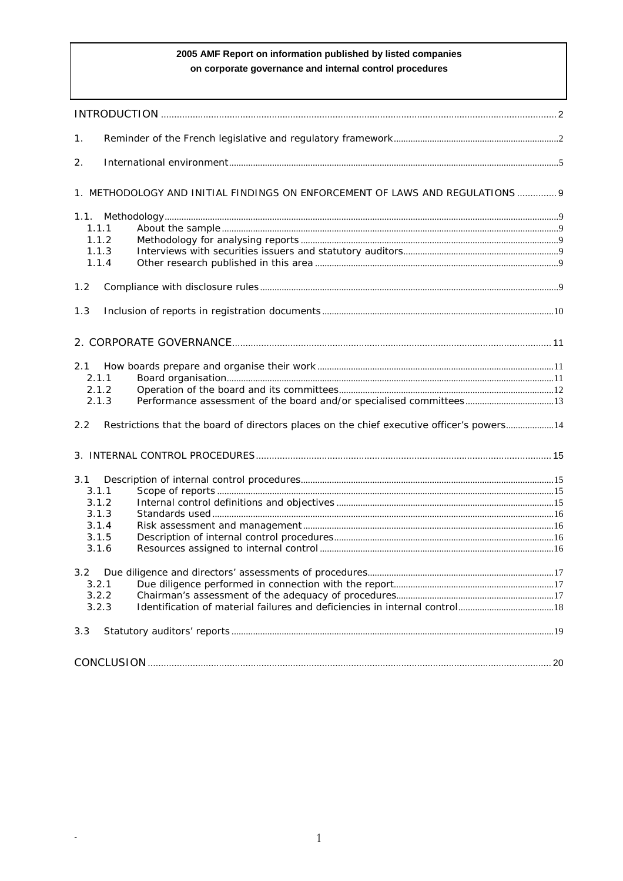**2005 AMF Report on information published by listed companies on corporate governance and internal control procedures**

INTRODUCTION .......... 2

1. Reminder of the French legislative and regulatory framework .......... 2

2. International environment .......... 5

1. METHODOLOGY AND INITIAL FINDINGS ON ENFORCEMENT OF LAWS AND REGULATIONS .......... 9

1.1. Methodology .......... 9
- 1.1.1 About the sample .......... 9
- 1.1.2 Methodology for analysing reports .......... 9
- 1.1.3 Interviews with securities issuers and statutory auditors .......... 9
- 1.1.4 Other research published in this area .......... 9

1.2 Compliance with disclosure rules .......... 9

1.3 Inclusion of reports in registration documents .......... 10

2. CORPORATE GOVERNANCE .......... 11

2.1 How boards prepare and organise their work .......... 11
- 2.1.1 Board organisation .......... 11
- 2.1.2 Operation of the board and its committees .......... 12
- 2.1.3 Performance assessment of the board and/or specialised committees .......... 13

2.2 Restrictions that the board of directors places on the chief executive officer's powers .......... 14

3. INTERNAL CONTROL PROCEDURES .......... 15

3.1 Description of internal control procedures .......... 15
- 3.1.1 Scope of reports .......... 15
- 3.1.2 Internal control definitions and objectives .......... 15
- 3.1.3 Standards used .......... 16
- 3.1.4 Risk assessment and management .......... 16
- 3.1.5 Description of internal control procedures .......... 16
- 3.1.6 Resources assigned to internal control .......... 16

3.2 Due diligence and directors' assessments of procedures .......... 17
- 3.2.1 Due diligence performed in connection with the report .......... 17
- 3.2.2 Chairman's assessment of the adequacy of procedures .......... 17
- 3.2.3 Identification of material failures and deficiencies in internal control .......... 18

3.3 Statutory auditors' reports .......... 19

CONCLUSION .......... 20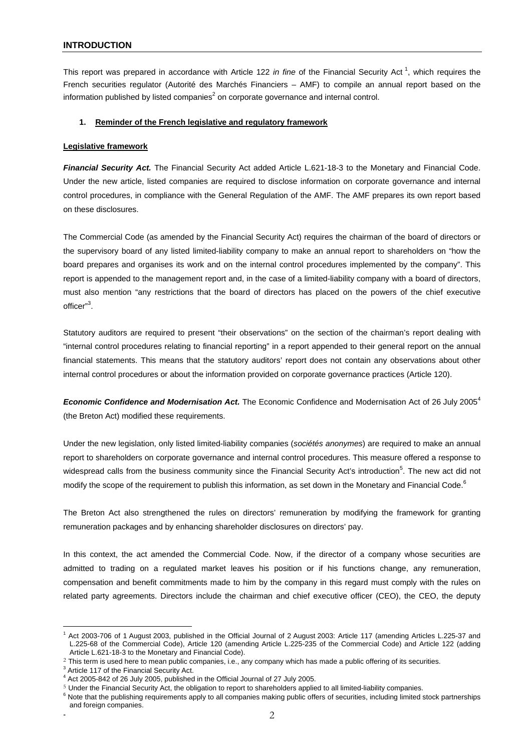## INTRODUCTION

This report was prepared in accordance with Article 122 *in fine* of the Financial Security Act [1], which requires the French securities regulator (Autorité des Marchés Financiers – AMF) to compile an annual report based on the information published by listed companies[2] on corporate governance and internal control.

### 1. Reminder of the French legislative and regulatory framework

**Legislative framework**

***Financial Security Act.*** The Financial Security Act added Article L.621-18-3 to the Monetary and Financial Code. Under the new article, listed companies are required to disclose information on corporate governance and internal control procedures, in compliance with the General Regulation of the AMF. The AMF prepares its own report based on these disclosures.

The Commercial Code (as amended by the Financial Security Act) requires the chairman of the board of directors or the supervisory board of any listed limited-liability company to make an annual report to shareholders on "how the board prepares and organises its work and on the internal control procedures implemented by the company". This report is appended to the management report and, in the case of a limited-liability company with a board of directors, must also mention "any restrictions that the board of directors has placed on the powers of the chief executive officer"[3].

Statutory auditors are required to present "their observations" on the section of the chairman's report dealing with "internal control procedures relating to financial reporting" in a report appended to their general report on the annual financial statements. This means that the statutory auditors' report does not contain any observations about other internal control procedures or about the information provided on corporate governance practices (Article 120).

***Economic Confidence and Modernisation Act.*** The Economic Confidence and Modernisation Act of 26 July 2005[4] (the Breton Act) modified these requirements.

Under the new legislation, only listed limited-liability companies (*sociétés anonymes*) are required to make an annual report to shareholders on corporate governance and internal control procedures. This measure offered a response to widespread calls from the business community since the Financial Security Act's introduction[5]. The new act did not modify the scope of the requirement to publish this information, as set down in the Monetary and Financial Code.[6]

The Breton Act also strengthened the rules on directors' remuneration by modifying the framework for granting remuneration packages and by enhancing shareholder disclosures on directors' pay.

In this context, the act amended the Commercial Code. Now, if the director of a company whose securities are admitted to trading on a regulated market leaves his position or if his functions change, any remuneration, compensation and benefit commitments made to him by the company in this regard must comply with the rules on related party agreements. Directors include the chairman and chief executive officer (CEO), the CEO, the deputy

---

[1] Act 2003-706 of 1 August 2003, published in the Official Journal of 2 August 2003: Article 117 (amending Articles L.225-37 and L.225-68 of the Commercial Code), Article 120 (amending Article L.225-235 of the Commercial Code) and Article 122 (adding Article L.621-18-3 to the Monetary and Financial Code).

[2] This term is used here to mean public companies, i.e., any company which has made a public offering of its securities.

[3] Article 117 of the Financial Security Act.

[4] Act 2005-842 of 26 July 2005, published in the Official Journal of 27 July 2005.

[5] Under the Financial Security Act, the obligation to report to shareholders applied to all limited-liability companies.

[6] Note that the publishing requirements apply to all companies making public offers of securities, including limited stock partnerships and foreign companies.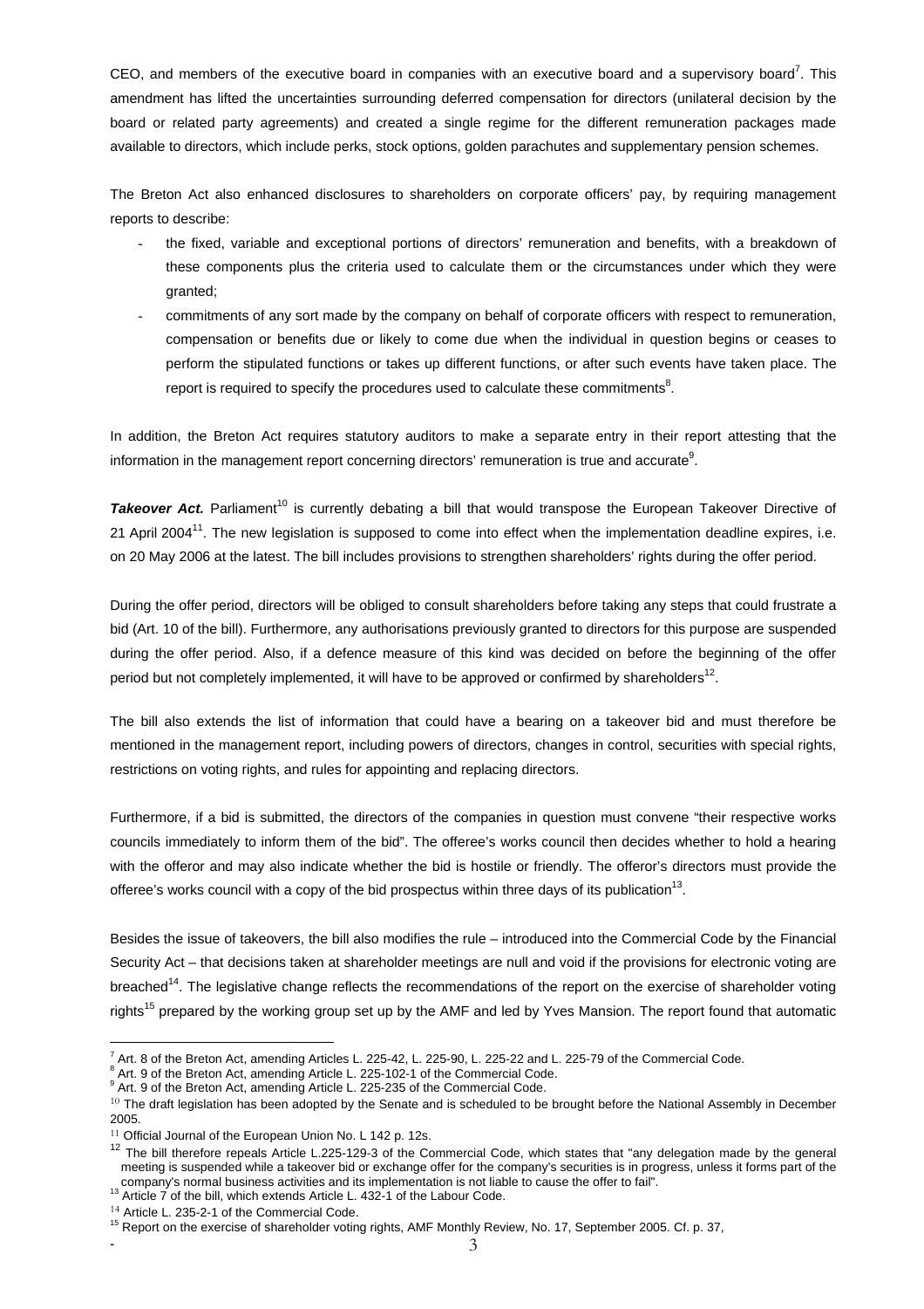CEO, and members of the executive board in companies with an executive board and a supervisory board[7]. This amendment has lifted the uncertainties surrounding deferred compensation for directors (unilateral decision by the board or related party agreements) and created a single regime for the different remuneration packages made available to directors, which include perks, stock options, golden parachutes and supplementary pension schemes.

The Breton Act also enhanced disclosures to shareholders on corporate officers' pay, by requiring management reports to describe:

- the fixed, variable and exceptional portions of directors' remuneration and benefits, with a breakdown of these components plus the criteria used to calculate them or the circumstances under which they were granted;
- commitments of any sort made by the company on behalf of corporate officers with respect to remuneration, compensation or benefits due or likely to come due when the individual in question begins or ceases to perform the stipulated functions or takes up different functions, or after such events have taken place. The report is required to specify the procedures used to calculate these commitments[8].

In addition, the Breton Act requires statutory auditors to make a separate entry in their report attesting that the information in the management report concerning directors' remuneration is true and accurate[9].

***Takeover Act.*** Parliament[10] is currently debating a bill that would transpose the European Takeover Directive of 21 April 2004[11]. The new legislation is supposed to come into effect when the implementation deadline expires, i.e. on 20 May 2006 at the latest. The bill includes provisions to strengthen shareholders' rights during the offer period.

During the offer period, directors will be obliged to consult shareholders before taking any steps that could frustrate a bid (Art. 10 of the bill). Furthermore, any authorisations previously granted to directors for this purpose are suspended during the offer period. Also, if a defence measure of this kind was decided on before the beginning of the offer period but not completely implemented, it will have to be approved or confirmed by shareholders[12].

The bill also extends the list of information that could have a bearing on a takeover bid and must therefore be mentioned in the management report, including powers of directors, changes in control, securities with special rights, restrictions on voting rights, and rules for appointing and replacing directors.

Furthermore, if a bid is submitted, the directors of the companies in question must convene "their respective works councils immediately to inform them of the bid". The offeree's works council then decides whether to hold a hearing with the offeror and may also indicate whether the bid is hostile or friendly. The offeror's directors must provide the offeree's works council with a copy of the bid prospectus within three days of its publication[13].

Besides the issue of takeovers, the bill also modifies the rule – introduced into the Commercial Code by the Financial Security Act – that decisions taken at shareholder meetings are null and void if the provisions for electronic voting are breached[14]. The legislative change reflects the recommendations of the report on the exercise of shareholder voting rights[15] prepared by the working group set up by the AMF and led by Yves Mansion. The report found that automatic

---

[7] Art. 8 of the Breton Act, amending Articles L. 225-42, L. 225-90, L. 225-22 and L. 225-79 of the Commercial Code.

[8] Art. 9 of the Breton Act, amending Article L. 225-102-1 of the Commercial Code.

[9] Art. 9 of the Breton Act, amending Article L. 225-235 of the Commercial Code.

[10] The draft legislation has been adopted by the Senate and is scheduled to be brought before the National Assembly in December 2005.

[11] Official Journal of the European Union No. L 142 p. 12s.

[12] The bill therefore repeals Article L.225-129-3 of the Commercial Code, which states that "any delegation made by the general meeting is suspended while a takeover bid or exchange offer for the company's securities is in progress, unless it forms part of the company's normal business activities and its implementation is not liable to cause the offer to fail".

[13] Article 7 of the bill, which extends Article L. 432-1 of the Labour Code.

[14] Article L. 235-2-1 of the Commercial Code.

[15] Report on the exercise of shareholder voting rights, AMF Monthly Review, No. 17, September 2005. Cf. p. 37,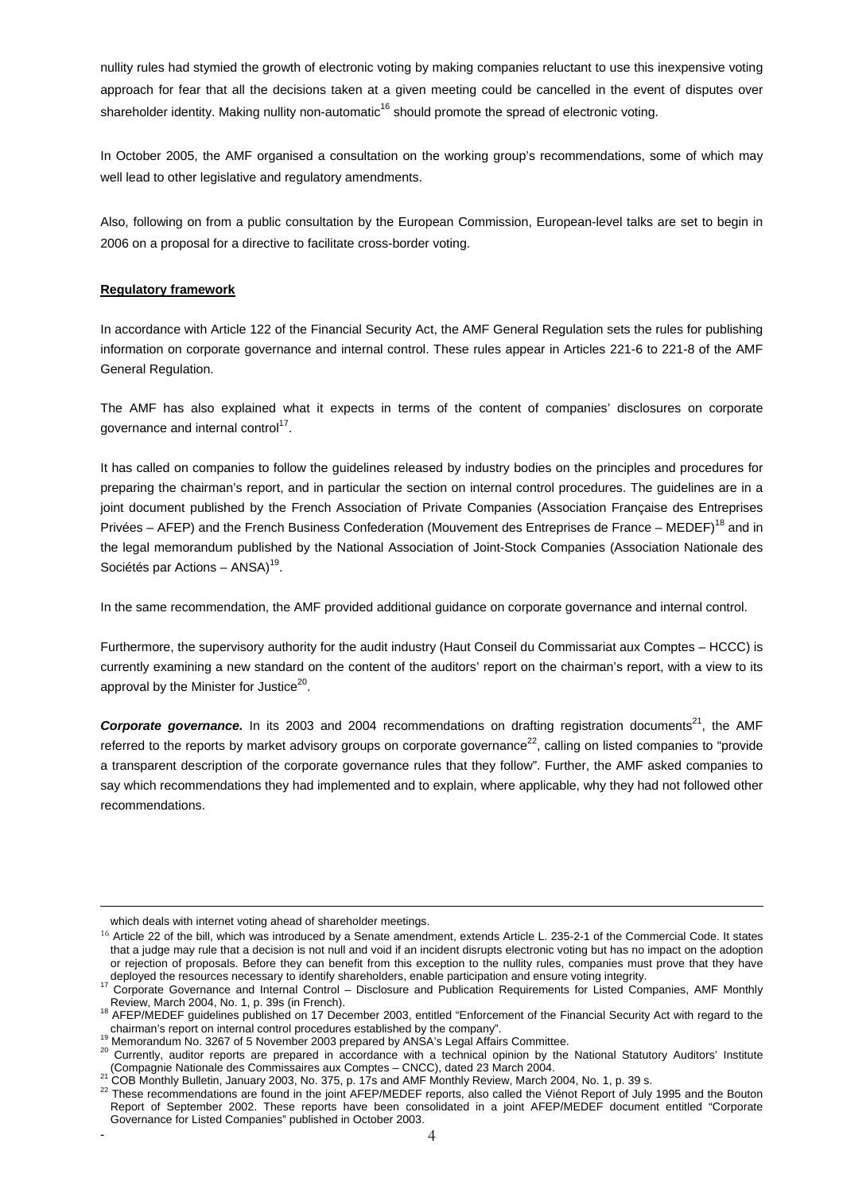nullity rules had stymied the growth of electronic voting by making companies reluctant to use this inexpensive voting approach for fear that all the decisions taken at a given meeting could be cancelled in the event of disputes over shareholder identity. Making nullity non-automatic[16] should promote the spread of electronic voting.

In October 2005, the AMF organised a consultation on the working group's recommendations, some of which may well lead to other legislative and regulatory amendments.

Also, following on from a public consultation by the European Commission, European-level talks are set to begin in 2006 on a proposal for a directive to facilitate cross-border voting.

**Regulatory framework**

In accordance with Article 122 of the Financial Security Act, the AMF General Regulation sets the rules for publishing information on corporate governance and internal control. These rules appear in Articles 221-6 to 221-8 of the AMF General Regulation.

The AMF has also explained what it expects in terms of the content of companies' disclosures on corporate governance and internal control[17].

It has called on companies to follow the guidelines released by industry bodies on the principles and procedures for preparing the chairman's report, and in particular the section on internal control procedures. The guidelines are in a joint document published by the French Association of Private Companies (Association Française des Entreprises Privées – AFEP) and the French Business Confederation (Mouvement des Entreprises de France – MEDEF)[18] and in the legal memorandum published by the National Association of Joint-Stock Companies (Association Nationale des Sociétés par Actions – ANSA)[19].

In the same recommendation, the AMF provided additional guidance on corporate governance and internal control.

Furthermore, the supervisory authority for the audit industry (Haut Conseil du Commissariat aux Comptes – HCCC) is currently examining a new standard on the content of the auditors' report on the chairman's report, with a view to its approval by the Minister for Justice[20].

***Corporate governance.*** In its 2003 and 2004 recommendations on drafting registration documents[21], the AMF referred to the reports by market advisory groups on corporate governance[22], calling on listed companies to "provide a transparent description of the corporate governance rules that they follow". Further, the AMF asked companies to say which recommendations they had implemented and to explain, where applicable, why they had not followed other recommendations.

---

which deals with internet voting ahead of shareholder meetings.

[16] Article 22 of the bill, which was introduced by a Senate amendment, extends Article L. 235-2-1 of the Commercial Code. It states that a judge may rule that a decision is not null and void if an incident disrupts electronic voting but has no impact on the adoption or rejection of proposals. Before they can benefit from this exception to the nullity rules, companies must prove that they have deployed the resources necessary to identify shareholders, enable participation and ensure voting integrity.

[17] Corporate Governance and Internal Control – Disclosure and Publication Requirements for Listed Companies, AMF Monthly Review, March 2004, No. 1, p. 39s (in French).

[18] AFEP/MEDEF guidelines published on 17 December 2003, entitled "Enforcement of the Financial Security Act with regard to the chairman's report on internal control procedures established by the company".

[19] Memorandum No. 3267 of 5 November 2003 prepared by ANSA's Legal Affairs Committee.

[20] Currently, auditor reports are prepared in accordance with a technical opinion by the National Statutory Auditors' Institute (Compagnie Nationale des Commissaires aux Comptes – CNCC), dated 23 March 2004.

[21] COB Monthly Bulletin, January 2003, No. 375, p. 17s and AMF Monthly Review, March 2004, No. 1, p. 39 s.

[22] These recommendations are found in the joint AFEP/MEDEF reports, also called the Viénot Report of July 1995 and the Bouton Report of September 2002. These reports have been consolidated in a joint AFEP/MEDEF document entitled "Corporate Governance for Listed Companies" published in October 2003.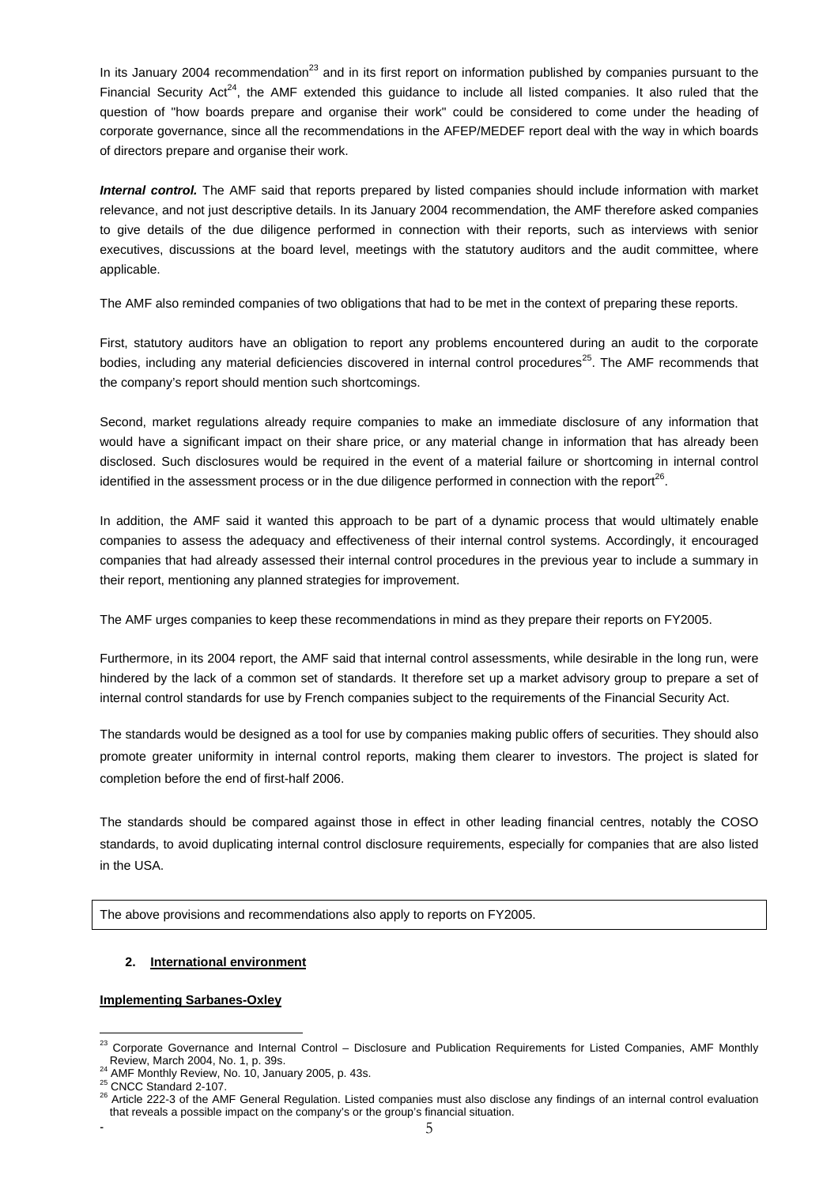In its January 2004 recommendation[23] and in its first report on information published by companies pursuant to the Financial Security Act[24], the AMF extended this guidance to include all listed companies. It also ruled that the question of "how boards prepare and organise their work" could be considered to come under the heading of corporate governance, since all the recommendations in the AFEP/MEDEF report deal with the way in which boards of directors prepare and organise their work.

***Internal control.*** The AMF said that reports prepared by listed companies should include information with market relevance, and not just descriptive details. In its January 2004 recommendation, the AMF therefore asked companies to give details of the due diligence performed in connection with their reports, such as interviews with senior executives, discussions at the board level, meetings with the statutory auditors and the audit committee, where applicable.

The AMF also reminded companies of two obligations that had to be met in the context of preparing these reports.

First, statutory auditors have an obligation to report any problems encountered during an audit to the corporate bodies, including any material deficiencies discovered in internal control procedures[25]. The AMF recommends that the company's report should mention such shortcomings.

Second, market regulations already require companies to make an immediate disclosure of any information that would have a significant impact on their share price, or any material change in information that has already been disclosed. Such disclosures would be required in the event of a material failure or shortcoming in internal control identified in the assessment process or in the due diligence performed in connection with the report[26].

In addition, the AMF said it wanted this approach to be part of a dynamic process that would ultimately enable companies to assess the adequacy and effectiveness of their internal control systems. Accordingly, it encouraged companies that had already assessed their internal control procedures in the previous year to include a summary in their report, mentioning any planned strategies for improvement.

The AMF urges companies to keep these recommendations in mind as they prepare their reports on FY2005.

Furthermore, in its 2004 report, the AMF said that internal control assessments, while desirable in the long run, were hindered by the lack of a common set of standards. It therefore set up a market advisory group to prepare a set of internal control standards for use by French companies subject to the requirements of the Financial Security Act.

The standards would be designed as a tool for use by companies making public offers of securities. They should also promote greater uniformity in internal control reports, making them clearer to investors. The project is slated for completion before the end of first-half 2006.

The standards should be compared against those in effect in other leading financial centres, notably the COSO standards, to avoid duplicating internal control disclosure requirements, especially for companies that are also listed in the USA.

| The above provisions and recommendations also apply to reports on FY2005. |
|---|

## 2. International environment

### Implementing Sarbanes-Oxley

---

[23] Corporate Governance and Internal Control – Disclosure and Publication Requirements for Listed Companies, AMF Monthly Review, March 2004, No. 1, p. 39s.

[24] AMF Monthly Review, No. 10, January 2005, p. 43s.

[25] CNCC Standard 2-107.

[26] Article 222-3 of the AMF General Regulation. Listed companies must also disclose any findings of an internal control evaluation that reveals a possible impact on the company's or the group's financial situation.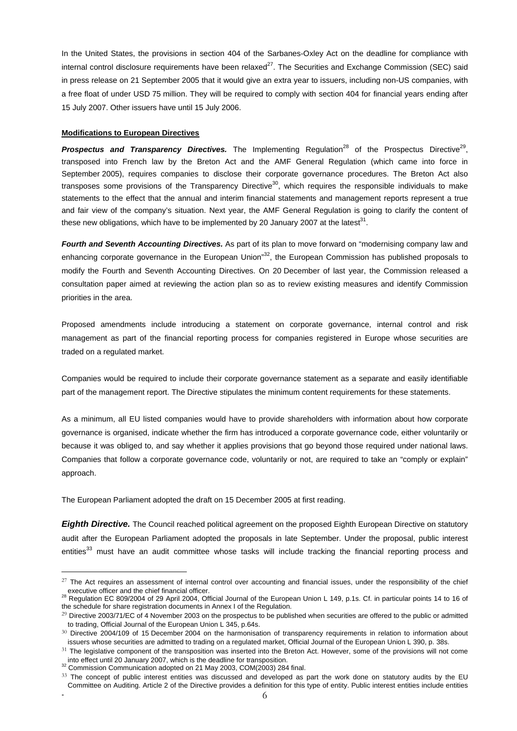In the United States, the provisions in section 404 of the Sarbanes-Oxley Act on the deadline for compliance with internal control disclosure requirements have been relaxed[27]. The Securities and Exchange Commission (SEC) said in press release on 21 September 2005 that it would give an extra year to issuers, including non-US companies, with a free float of under USD 75 million. They will be required to comply with section 404 for financial years ending after 15 July 2007. Other issuers have until 15 July 2006.

**Modifications to European Directives**

***Prospectus and Transparency Directives.*** The Implementing Regulation[28] of the Prospectus Directive[29], transposed into French law by the Breton Act and the AMF General Regulation (which came into force in September 2005), requires companies to disclose their corporate governance procedures. The Breton Act also transposes some provisions of the Transparency Directive[30], which requires the responsible individuals to make statements to the effect that the annual and interim financial statements and management reports represent a true and fair view of the company's situation. Next year, the AMF General Regulation is going to clarify the content of these new obligations, which have to be implemented by 20 January 2007 at the latest[31].

***Fourth and Seventh Accounting Directives.*** As part of its plan to move forward on "modernising company law and enhancing corporate governance in the European Union"[32], the European Commission has published proposals to modify the Fourth and Seventh Accounting Directives. On 20 December of last year, the Commission released a consultation paper aimed at reviewing the action plan so as to review existing measures and identify Commission priorities in the area.

Proposed amendments include introducing a statement on corporate governance, internal control and risk management as part of the financial reporting process for companies registered in Europe whose securities are traded on a regulated market.

Companies would be required to include their corporate governance statement as a separate and easily identifiable part of the management report. The Directive stipulates the minimum content requirements for these statements.

As a minimum, all EU listed companies would have to provide shareholders with information about how corporate governance is organised, indicate whether the firm has introduced a corporate governance code, either voluntarily or because it was obliged to, and say whether it applies provisions that go beyond those required under national laws. Companies that follow a corporate governance code, voluntarily or not, are required to take an "comply or explain" approach.

The European Parliament adopted the draft on 15 December 2005 at first reading.

***Eighth Directive.*** The Council reached political agreement on the proposed Eighth European Directive on statutory audit after the European Parliament adopted the proposals in late September. Under the proposal, public interest entities[33] must have an audit committee whose tasks will include tracking the financial reporting process and

---

[27] The Act requires an assessment of internal control over accounting and financial issues, under the responsibility of the chief executive officer and the chief financial officer.

[28] Regulation EC 809/2004 of 29 April 2004, Official Journal of the European Union L 149, p.1s. Cf. in particular points 14 to 16 of the schedule for share registration documents in Annex I of the Regulation.

[29] Directive 2003/71/EC of 4 November 2003 on the prospectus to be published when securities are offered to the public or admitted to trading, Official Journal of the European Union L 345, p.64s.

[30] Directive 2004/109 of 15 December 2004 on the harmonisation of transparency requirements in relation to information about issuers whose securities are admitted to trading on a regulated market, Official Journal of the European Union L 390, p. 38s.

[31] The legislative component of the transposition was inserted into the Breton Act. However, some of the provisions will not come into effect until 20 January 2007, which is the deadline for transposition.

[32] Commission Communication adopted on 21 May 2003, COM(2003) 284 final.

[33] The concept of public interest entities was discussed and developed as part the work done on statutory audits by the EU Committee on Auditing. Article 2 of the Directive provides a definition for this type of entity. Public interest entities include entities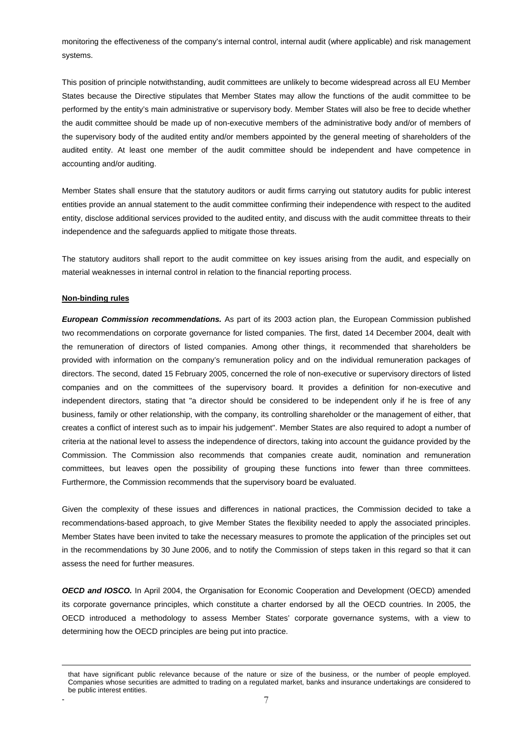monitoring the effectiveness of the company's internal control, internal audit (where applicable) and risk management systems.

This position of principle notwithstanding, audit committees are unlikely to become widespread across all EU Member States because the Directive stipulates that Member States may allow the functions of the audit committee to be performed by the entity's main administrative or supervisory body. Member States will also be free to decide whether the audit committee should be made up of non-executive members of the administrative body and/or of members of the supervisory body of the audited entity and/or members appointed by the general meeting of shareholders of the audited entity. At least one member of the audit committee should be independent and have competence in accounting and/or auditing.

Member States shall ensure that the statutory auditors or audit firms carrying out statutory audits for public interest entities provide an annual statement to the audit committee confirming their independence with respect to the audited entity, disclose additional services provided to the audited entity, and discuss with the audit committee threats to their independence and the safeguards applied to mitigate those threats.

The statutory auditors shall report to the audit committee on key issues arising from the audit, and especially on material weaknesses in internal control in relation to the financial reporting process.

**Non-binding rules**

***European Commission recommendations.*** As part of its 2003 action plan, the European Commission published two recommendations on corporate governance for listed companies. The first, dated 14 December 2004, dealt with the remuneration of directors of listed companies. Among other things, it recommended that shareholders be provided with information on the company's remuneration policy and on the individual remuneration packages of directors. The second, dated 15 February 2005, concerned the role of non-executive or supervisory directors of listed companies and on the committees of the supervisory board. It provides a definition for non-executive and independent directors, stating that "a director should be considered to be independent only if he is free of any business, family or other relationship, with the company, its controlling shareholder or the management of either, that creates a conflict of interest such as to impair his judgement". Member States are also required to adopt a number of criteria at the national level to assess the independence of directors, taking into account the guidance provided by the Commission. The Commission also recommends that companies create audit, nomination and remuneration committees, but leaves open the possibility of grouping these functions into fewer than three committees. Furthermore, the Commission recommends that the supervisory board be evaluated.

Given the complexity of these issues and differences in national practices, the Commission decided to take a recommendations-based approach, to give Member States the flexibility needed to apply the associated principles. Member States have been invited to take the necessary measures to promote the application of the principles set out in the recommendations by 30 June 2006, and to notify the Commission of steps taken in this regard so that it can assess the need for further measures.

***OECD and IOSCO.*** In April 2004, the Organisation for Economic Cooperation and Development (OECD) amended its corporate governance principles, which constitute a charter endorsed by all the OECD countries. In 2005, the OECD introduced a methodology to assess Member States' corporate governance systems, with a view to determining how the OECD principles are being put into practice.

---

that have significant public relevance because of the nature or size of the business, or the number of people employed. Companies whose securities are admitted to trading on a regulated market, banks and insurance undertakings are considered to be public interest entities.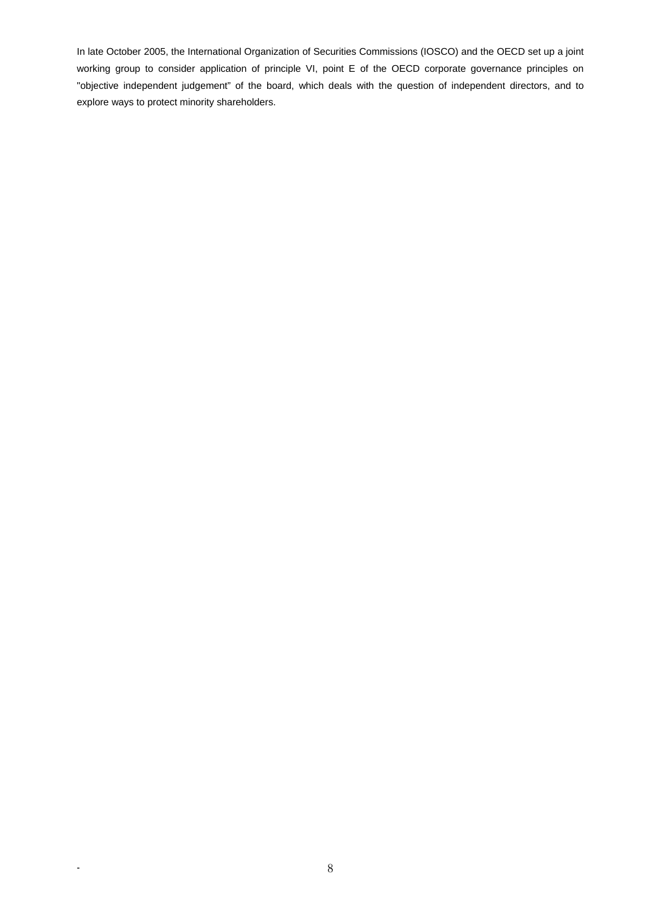In late October 2005, the International Organization of Securities Commissions (IOSCO) and the OECD set up a joint working group to consider application of principle VI, point E of the OECD corporate governance principles on "objective independent judgement" of the board, which deals with the question of independent directors, and to explore ways to protect minority shareholders.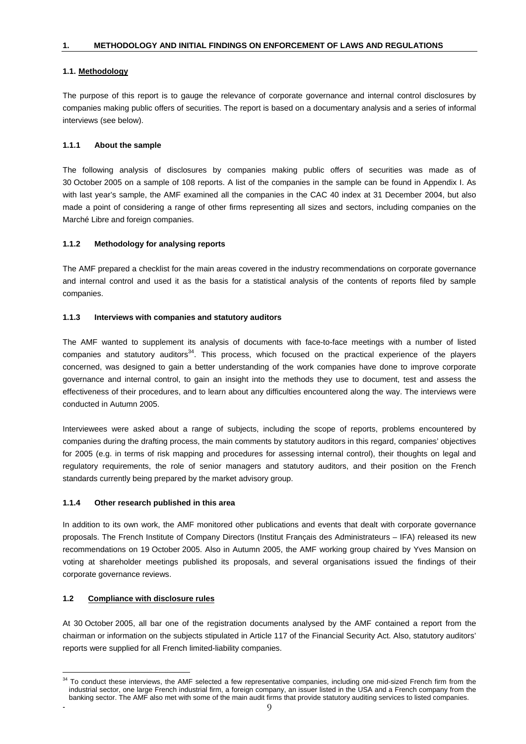# 1. METHODOLOGY AND INITIAL FINDINGS ON ENFORCEMENT OF LAWS AND REGULATIONS

## 1.1. Methodology

The purpose of this report is to gauge the relevance of corporate governance and internal control disclosures by companies making public offers of securities. The report is based on a documentary analysis and a series of informal interviews (see below).

### 1.1.1 About the sample

The following analysis of disclosures by companies making public offers of securities was made as of 30 October 2005 on a sample of 108 reports. A list of the companies in the sample can be found in Appendix I. As with last year's sample, the AMF examined all the companies in the CAC 40 index at 31 December 2004, but also made a point of considering a range of other firms representing all sizes and sectors, including companies on the Marché Libre and foreign companies.

### 1.1.2 Methodology for analysing reports

The AMF prepared a checklist for the main areas covered in the industry recommendations on corporate governance and internal control and used it as the basis for a statistical analysis of the contents of reports filed by sample companies.

### 1.1.3 Interviews with companies and statutory auditors

The AMF wanted to supplement its analysis of documents with face-to-face meetings with a number of listed companies and statutory auditors[34]. This process, which focused on the practical experience of the players concerned, was designed to gain a better understanding of the work companies have done to improve corporate governance and internal control, to gain an insight into the methods they use to document, test and assess the effectiveness of their procedures, and to learn about any difficulties encountered along the way. The interviews were conducted in Autumn 2005.

Interviewees were asked about a range of subjects, including the scope of reports, problems encountered by companies during the drafting process, the main comments by statutory auditors in this regard, companies' objectives for 2005 (e.g. in terms of risk mapping and procedures for assessing internal control), their thoughts on legal and regulatory requirements, the role of senior managers and statutory auditors, and their position on the French standards currently being prepared by the market advisory group.

### 1.1.4 Other research published in this area

In addition to its own work, the AMF monitored other publications and events that dealt with corporate governance proposals. The French Institute of Company Directors (Institut Français des Administrateurs – IFA) released its new recommendations on 19 October 2005. Also in Autumn 2005, the AMF working group chaired by Yves Mansion on voting at shareholder meetings published its proposals, and several organisations issued the findings of their corporate governance reviews.

## 1.2 Compliance with disclosure rules

At 30 October 2005, all bar one of the registration documents analysed by the AMF contained a report from the chairman or information on the subjects stipulated in Article 117 of the Financial Security Act. Also, statutory auditors' reports were supplied for all French limited-liability companies.

---

[34] To conduct these interviews, the AMF selected a few representative companies, including one mid-sized French firm from the industrial sector, one large French industrial firm, a foreign company, an issuer listed in the USA and a French company from the banking sector. The AMF also met with some of the main audit firms that provide statutory auditing services to listed companies.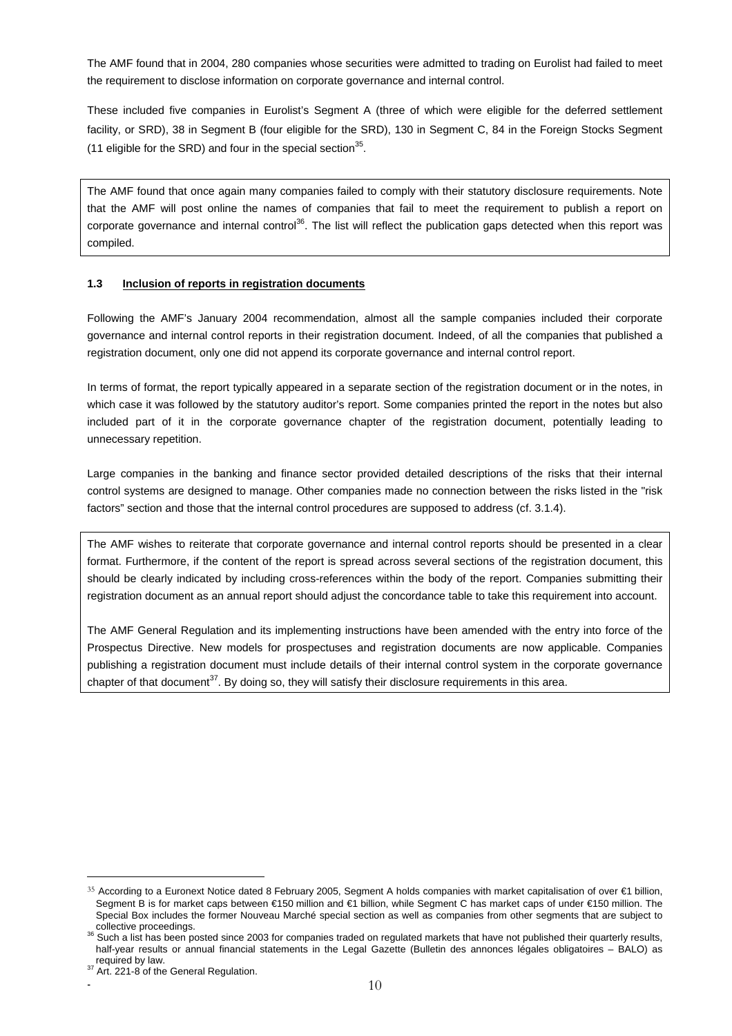The AMF found that in 2004, 280 companies whose securities were admitted to trading on Eurolist had failed to meet the requirement to disclose information on corporate governance and internal control.

These included five companies in Eurolist's Segment A (three of which were eligible for the deferred settlement facility, or SRD), 38 in Segment B (four eligible for the SRD), 130 in Segment C, 84 in the Foreign Stocks Segment (11 eligible for the SRD) and four in the special section[35].

The AMF found that once again many companies failed to comply with their statutory disclosure requirements. Note that the AMF will post online the names of companies that fail to meet the requirement to publish a report on corporate governance and internal control[36]. The list will reflect the publication gaps detected when this report was compiled.

### 1.3 Inclusion of reports in registration documents

Following the AMF's January 2004 recommendation, almost all the sample companies included their corporate governance and internal control reports in their registration document. Indeed, of all the companies that published a registration document, only one did not append its corporate governance and internal control report.

In terms of format, the report typically appeared in a separate section of the registration document or in the notes, in which case it was followed by the statutory auditor's report. Some companies printed the report in the notes but also included part of it in the corporate governance chapter of the registration document, potentially leading to unnecessary repetition.

Large companies in the banking and finance sector provided detailed descriptions of the risks that their internal control systems are designed to manage. Other companies made no connection between the risks listed in the "risk factors" section and those that the internal control procedures are supposed to address (cf. 3.1.4).

The AMF wishes to reiterate that corporate governance and internal control reports should be presented in a clear format. Furthermore, if the content of the report is spread across several sections of the registration document, this should be clearly indicated by including cross-references within the body of the report. Companies submitting their registration document as an annual report should adjust the concordance table to take this requirement into account.

The AMF General Regulation and its implementing instructions have been amended with the entry into force of the Prospectus Directive. New models for prospectuses and registration documents are now applicable. Companies publishing a registration document must include details of their internal control system in the corporate governance chapter of that document[37]. By doing so, they will satisfy their disclosure requirements in this area.

---

[35] According to a Euronext Notice dated 8 February 2005, Segment A holds companies with market capitalisation of over €1 billion, Segment B is for market caps between €150 million and €1 billion, while Segment C has market caps of under €150 million. The Special Box includes the former Nouveau Marché special section as well as companies from other segments that are subject to collective proceedings.

[36] Such a list has been posted since 2003 for companies traded on regulated markets that have not published their quarterly results, half-year results or annual financial statements in the Legal Gazette (Bulletin des annonces légales obligatoires – BALO) as required by law.

[37] Art. 221-8 of the General Regulation.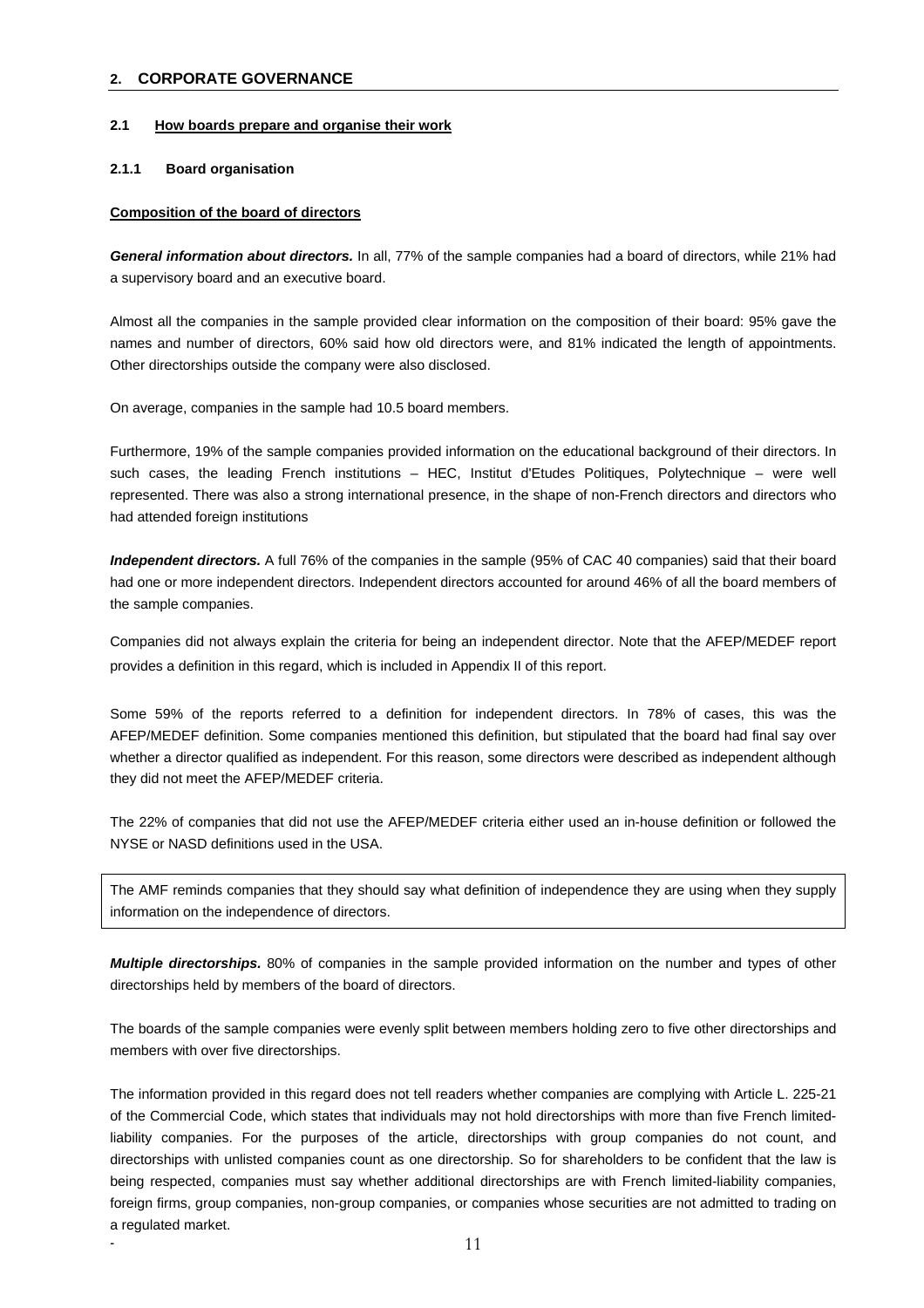## 2. CORPORATE GOVERNANCE

### 2.1 How boards prepare and organise their work

#### 2.1.1 Board organisation

**Composition of the board of directors**

***General information about directors.*** In all, 77% of the sample companies had a board of directors, while 21% had a supervisory board and an executive board.

Almost all the companies in the sample provided clear information on the composition of their board: 95% gave the names and number of directors, 60% said how old directors were, and 81% indicated the length of appointments. Other directorships outside the company were also disclosed.

On average, companies in the sample had 10.5 board members.

Furthermore, 19% of the sample companies provided information on the educational background of their directors. In such cases, the leading French institutions – HEC, Institut d'Etudes Politiques, Polytechnique – were well represented. There was also a strong international presence, in the shape of non-French directors and directors who had attended foreign institutions

***Independent directors.*** A full 76% of the companies in the sample (95% of CAC 40 companies) said that their board had one or more independent directors. Independent directors accounted for around 46% of all the board members of the sample companies.

Companies did not always explain the criteria for being an independent director. Note that the AFEP/MEDEF report provides a definition in this regard, which is included in Appendix II of this report.

Some 59% of the reports referred to a definition for independent directors. In 78% of cases, this was the AFEP/MEDEF definition. Some companies mentioned this definition, but stipulated that the board had final say over whether a director qualified as independent. For this reason, some directors were described as independent although they did not meet the AFEP/MEDEF criteria.

The 22% of companies that did not use the AFEP/MEDEF criteria either used an in-house definition or followed the NYSE or NASD definitions used in the USA.

> The AMF reminds companies that they should say what definition of independence they are using when they supply information on the independence of directors.

***Multiple directorships.*** 80% of companies in the sample provided information on the number and types of other directorships held by members of the board of directors.

The boards of the sample companies were evenly split between members holding zero to five other directorships and members with over five directorships.

The information provided in this regard does not tell readers whether companies are complying with Article L. 225-21 of the Commercial Code, which states that individuals may not hold directorships with more than five French limited-liability companies. For the purposes of the article, directorships with group companies do not count, and directorships with unlisted companies count as one directorship. So for shareholders to be confident that the law is being respected, companies must say whether additional directorships are with French limited-liability companies, foreign firms, group companies, non-group companies, or companies whose securities are not admitted to trading on a regulated market.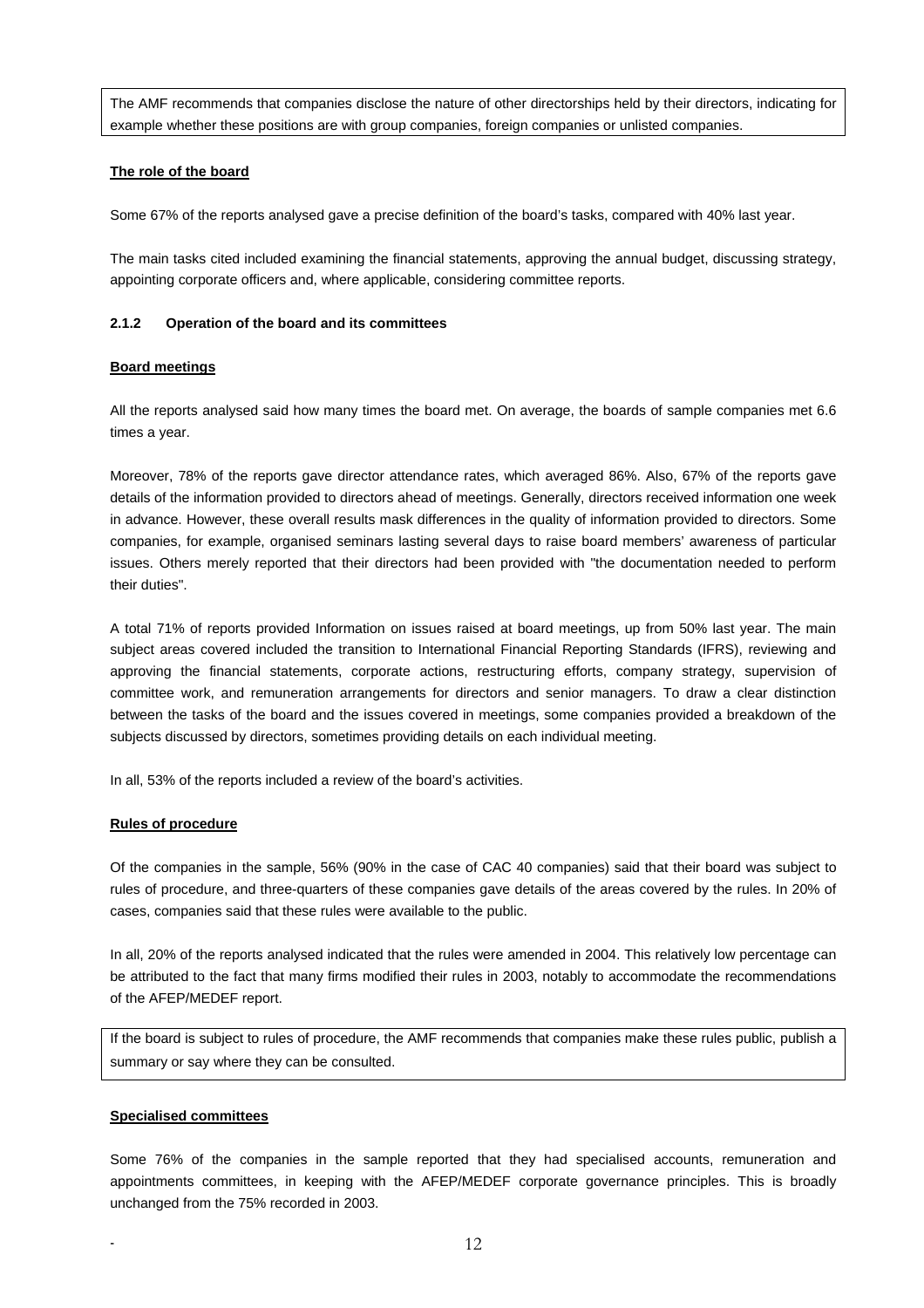The AMF recommends that companies disclose the nature of other directorships held by their directors, indicating for example whether these positions are with group companies, foreign companies or unlisted companies.

**The role of the board**

Some 67% of the reports analysed gave a precise definition of the board's tasks, compared with 40% last year.

The main tasks cited included examining the financial statements, approving the annual budget, discussing strategy, appointing corporate officers and, where applicable, considering committee reports.

### 2.1.2 Operation of the board and its committees

**Board meetings**

All the reports analysed said how many times the board met. On average, the boards of sample companies met 6.6 times a year.

Moreover, 78% of the reports gave director attendance rates, which averaged 86%. Also, 67% of the reports gave details of the information provided to directors ahead of meetings. Generally, directors received information one week in advance. However, these overall results mask differences in the quality of information provided to directors. Some companies, for example, organised seminars lasting several days to raise board members' awareness of particular issues. Others merely reported that their directors had been provided with "the documentation needed to perform their duties".

A total 71% of reports provided Information on issues raised at board meetings, up from 50% last year. The main subject areas covered included the transition to International Financial Reporting Standards (IFRS), reviewing and approving the financial statements, corporate actions, restructuring efforts, company strategy, supervision of committee work, and remuneration arrangements for directors and senior managers. To draw a clear distinction between the tasks of the board and the issues covered in meetings, some companies provided a breakdown of the subjects discussed by directors, sometimes providing details on each individual meeting.

In all, 53% of the reports included a review of the board's activities.

**Rules of procedure**

Of the companies in the sample, 56% (90% in the case of CAC 40 companies) said that their board was subject to rules of procedure, and three-quarters of these companies gave details of the areas covered by the rules. In 20% of cases, companies said that these rules were available to the public.

In all, 20% of the reports analysed indicated that the rules were amended in 2004. This relatively low percentage can be attributed to the fact that many firms modified their rules in 2003, notably to accommodate the recommendations of the AFEP/MEDEF report.

If the board is subject to rules of procedure, the AMF recommends that companies make these rules public, publish a summary or say where they can be consulted.

**Specialised committees**

Some 76% of the companies in the sample reported that they had specialised accounts, remuneration and appointments committees, in keeping with the AFEP/MEDEF corporate governance principles. This is broadly unchanged from the 75% recorded in 2003.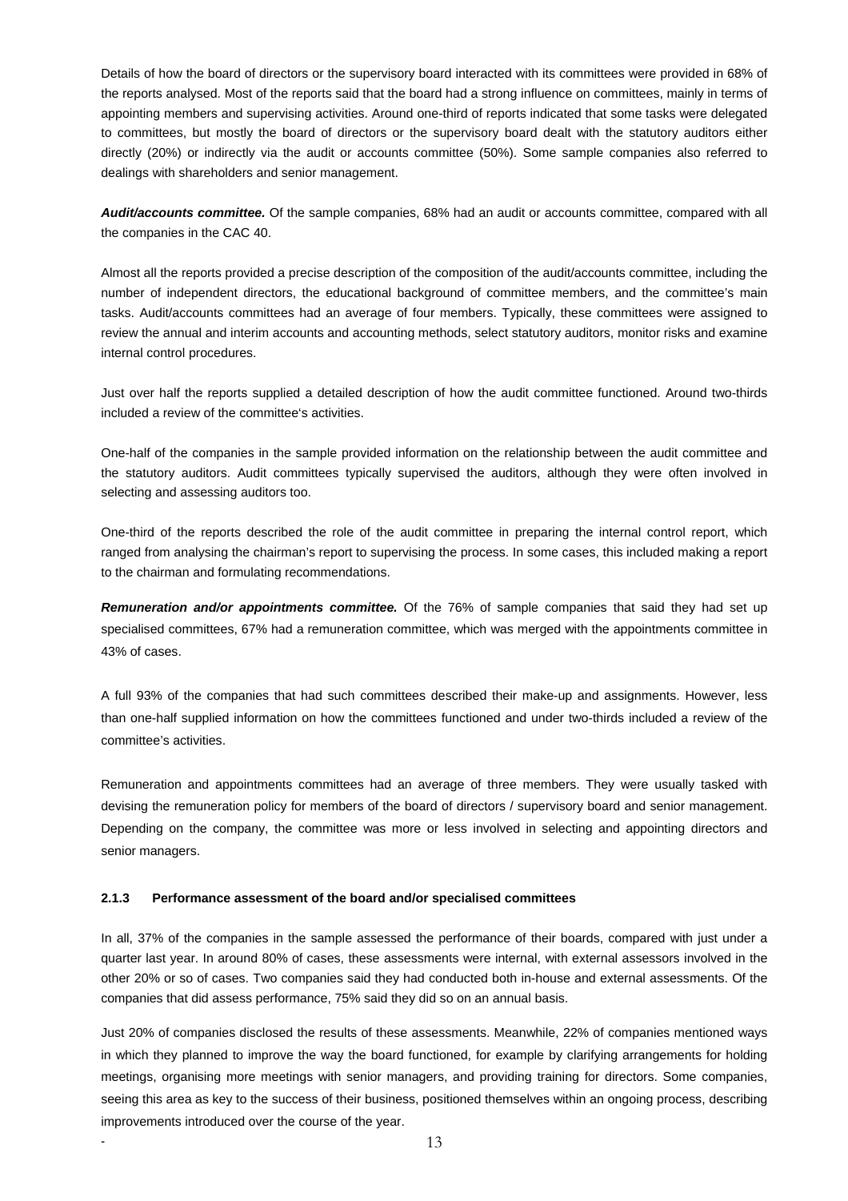Details of how the board of directors or the supervisory board interacted with its committees were provided in 68% of the reports analysed. Most of the reports said that the board had a strong influence on committees, mainly in terms of appointing members and supervising activities. Around one-third of reports indicated that some tasks were delegated to committees, but mostly the board of directors or the supervisory board dealt with the statutory auditors either directly (20%) or indirectly via the audit or accounts committee (50%). Some sample companies also referred to dealings with shareholders and senior management.

***Audit/accounts committee.*** Of the sample companies, 68% had an audit or accounts committee, compared with all the companies in the CAC 40.

Almost all the reports provided a precise description of the composition of the audit/accounts committee, including the number of independent directors, the educational background of committee members, and the committee's main tasks. Audit/accounts committees had an average of four members. Typically, these committees were assigned to review the annual and interim accounts and accounting methods, select statutory auditors, monitor risks and examine internal control procedures.

Just over half the reports supplied a detailed description of how the audit committee functioned. Around two-thirds included a review of the committee's activities.

One-half of the companies in the sample provided information on the relationship between the audit committee and the statutory auditors. Audit committees typically supervised the auditors, although they were often involved in selecting and assessing auditors too.

One-third of the reports described the role of the audit committee in preparing the internal control report, which ranged from analysing the chairman's report to supervising the process. In some cases, this included making a report to the chairman and formulating recommendations.

***Remuneration and/or appointments committee.*** Of the 76% of sample companies that said they had set up specialised committees, 67% had a remuneration committee, which was merged with the appointments committee in 43% of cases.

A full 93% of the companies that had such committees described their make-up and assignments. However, less than one-half supplied information on how the committees functioned and under two-thirds included a review of the committee's activities.

Remuneration and appointments committees had an average of three members. They were usually tasked with devising the remuneration policy for members of the board of directors / supervisory board and senior management. Depending on the company, the committee was more or less involved in selecting and appointing directors and senior managers.

#### 2.1.3 Performance assessment of the board and/or specialised committees

In all, 37% of the companies in the sample assessed the performance of their boards, compared with just under a quarter last year. In around 80% of cases, these assessments were internal, with external assessors involved in the other 20% or so of cases. Two companies said they had conducted both in-house and external assessments. Of the companies that did assess performance, 75% said they did so on an annual basis.

Just 20% of companies disclosed the results of these assessments. Meanwhile, 22% of companies mentioned ways in which they planned to improve the way the board functioned, for example by clarifying arrangements for holding meetings, organising more meetings with senior managers, and providing training for directors. Some companies, seeing this area as key to the success of their business, positioned themselves within an ongoing process, describing improvements introduced over the course of the year.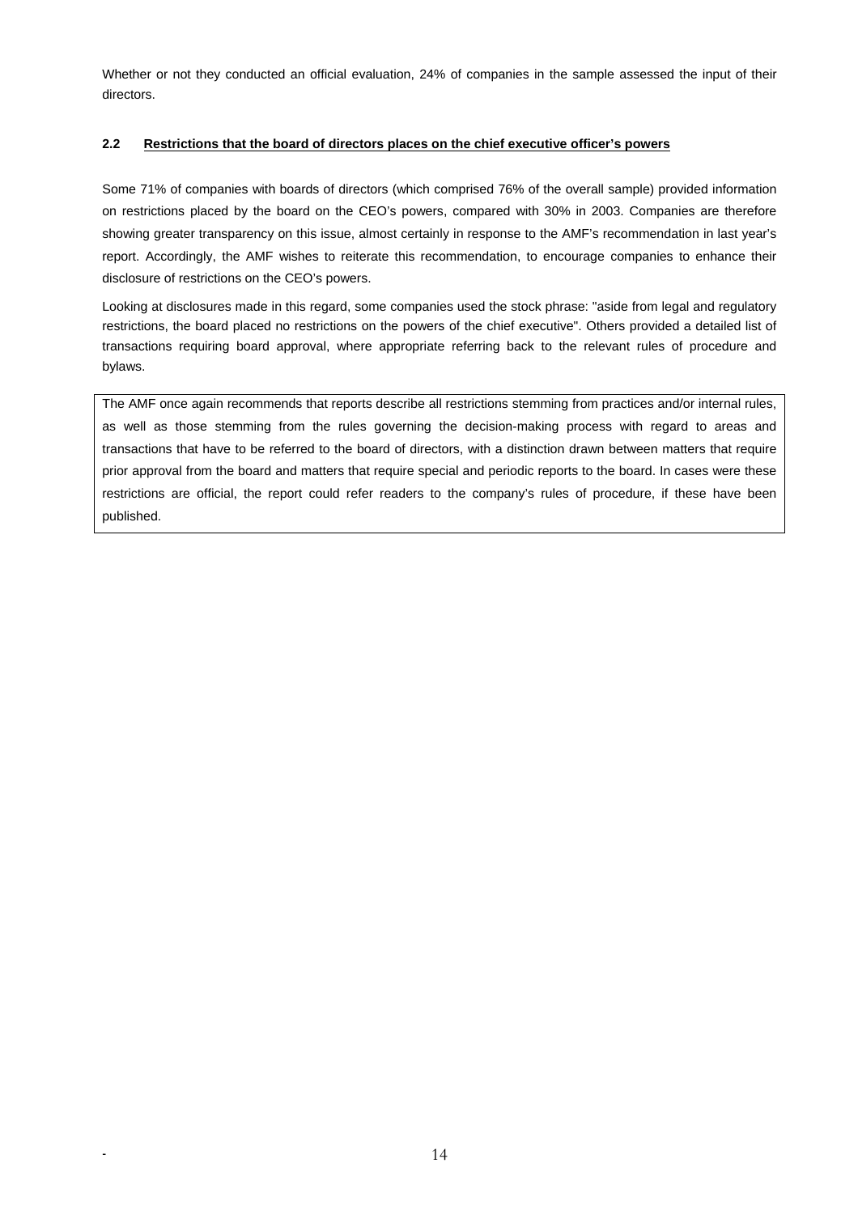Whether or not they conducted an official evaluation, 24% of companies in the sample assessed the input of their directors.

### 2.2 Restrictions that the board of directors places on the chief executive officer's powers

Some 71% of companies with boards of directors (which comprised 76% of the overall sample) provided information on restrictions placed by the board on the CEO's powers, compared with 30% in 2003. Companies are therefore showing greater transparency on this issue, almost certainly in response to the AMF's recommendation in last year's report. Accordingly, the AMF wishes to reiterate this recommendation, to encourage companies to enhance their disclosure of restrictions on the CEO's powers.

Looking at disclosures made in this regard, some companies used the stock phrase: "aside from legal and regulatory restrictions, the board placed no restrictions on the powers of the chief executive". Others provided a detailed list of transactions requiring board approval, where appropriate referring back to the relevant rules of procedure and bylaws.

> The AMF once again recommends that reports describe all restrictions stemming from practices and/or internal rules, as well as those stemming from the rules governing the decision-making process with regard to areas and transactions that have to be referred to the board of directors, with a distinction drawn between matters that require prior approval from the board and matters that require special and periodic reports to the board. In cases were these restrictions are official, the report could refer readers to the company's rules of procedure, if these have been published.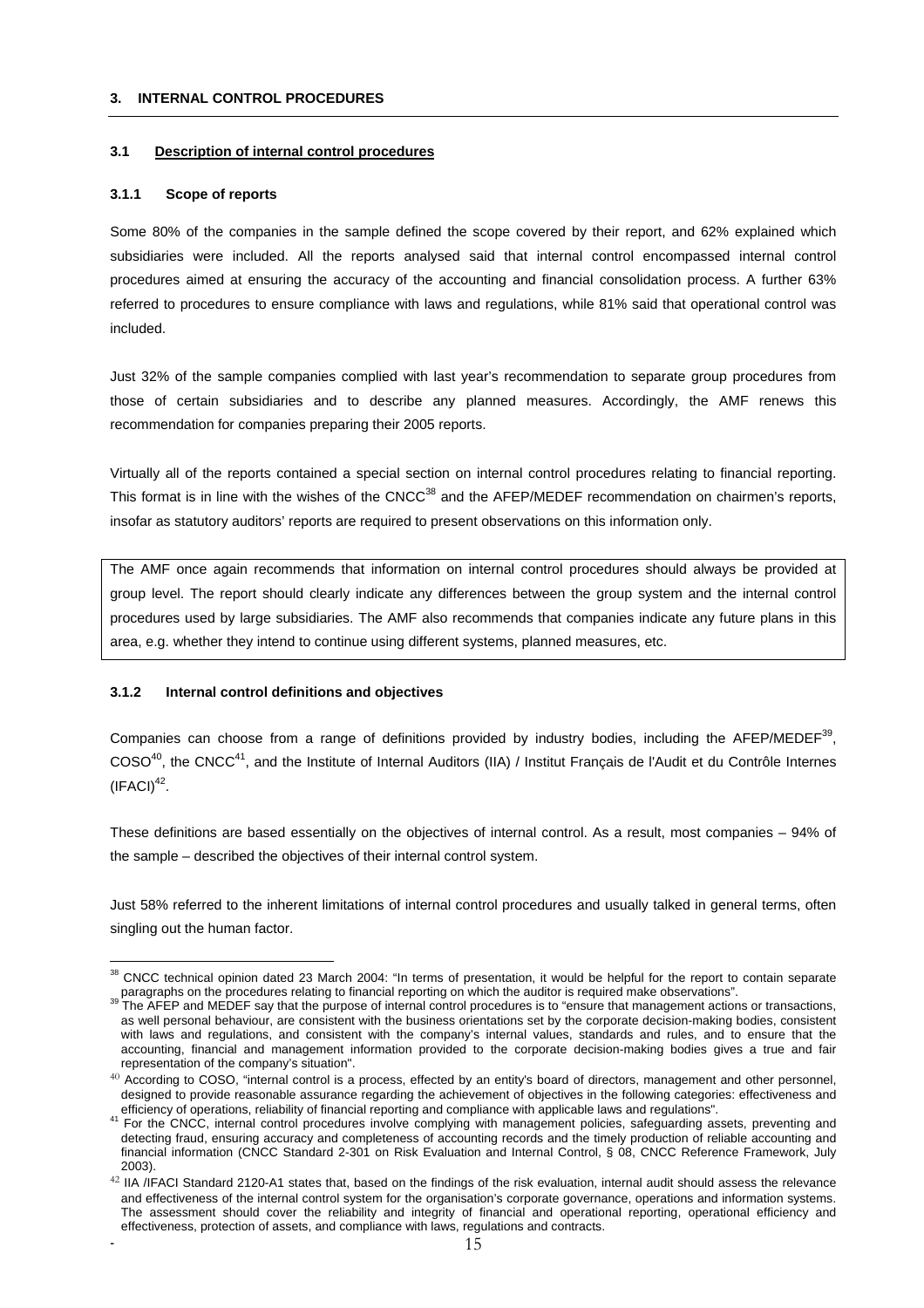## 3. INTERNAL CONTROL PROCEDURES

### 3.1 Description of internal control procedures

#### 3.1.1 Scope of reports

Some 80% of the companies in the sample defined the scope covered by their report, and 62% explained which subsidiaries were included. All the reports analysed said that internal control encompassed internal control procedures aimed at ensuring the accuracy of the accounting and financial consolidation process. A further 63% referred to procedures to ensure compliance with laws and regulations, while 81% said that operational control was included.

Just 32% of the sample companies complied with last year's recommendation to separate group procedures from those of certain subsidiaries and to describe any planned measures. Accordingly, the AMF renews this recommendation for companies preparing their 2005 reports.

Virtually all of the reports contained a special section on internal control procedures relating to financial reporting. This format is in line with the wishes of the CNCC[38] and the AFEP/MEDEF recommendation on chairmen's reports, insofar as statutory auditors' reports are required to present observations on this information only.

> The AMF once again recommends that information on internal control procedures should always be provided at group level. The report should clearly indicate any differences between the group system and the internal control procedures used by large subsidiaries. The AMF also recommends that companies indicate any future plans in this area, e.g. whether they intend to continue using different systems, planned measures, etc.

#### 3.1.2 Internal control definitions and objectives

Companies can choose from a range of definitions provided by industry bodies, including the AFEP/MEDEF[39], COSO[40], the CNCC[41], and the Institute of Internal Auditors (IIA) / Institut Français de l'Audit et du Contrôle Internes (IFACI)[42].

These definitions are based essentially on the objectives of internal control. As a result, most companies – 94% of the sample – described the objectives of their internal control system.

Just 58% referred to the inherent limitations of internal control procedures and usually talked in general terms, often singling out the human factor.

---

[38] CNCC technical opinion dated 23 March 2004: "In terms of presentation, it would be helpful for the report to contain separate paragraphs on the procedures relating to financial reporting on which the auditor is required make observations".

[39] The AFEP and MEDEF say that the purpose of internal control procedures is to "ensure that management actions or transactions, as well personal behaviour, are consistent with the business orientations set by the corporate decision-making bodies, consistent with laws and regulations, and consistent with the company's internal values, standards and rules, and to ensure that the accounting, financial and management information provided to the corporate decision-making bodies gives a true and fair representation of the company's situation".

[40] According to COSO, "internal control is a process, effected by an entity's board of directors, management and other personnel, designed to provide reasonable assurance regarding the achievement of objectives in the following categories: effectiveness and efficiency of operations, reliability of financial reporting and compliance with applicable laws and regulations".

[41] For the CNCC, internal control procedures involve complying with management policies, safeguarding assets, preventing and detecting fraud, ensuring accuracy and completeness of accounting records and the timely production of reliable accounting and financial information (CNCC Standard 2-301 on Risk Evaluation and Internal Control, § 08, CNCC Reference Framework, July 2003).

[42] IIA /IFACI Standard 2120-A1 states that, based on the findings of the risk evaluation, internal audit should assess the relevance and effectiveness of the internal control system for the organisation's corporate governance, operations and information systems. The assessment should cover the reliability and integrity of financial and operational reporting, operational efficiency and effectiveness, protection of assets, and compliance with laws, regulations and contracts.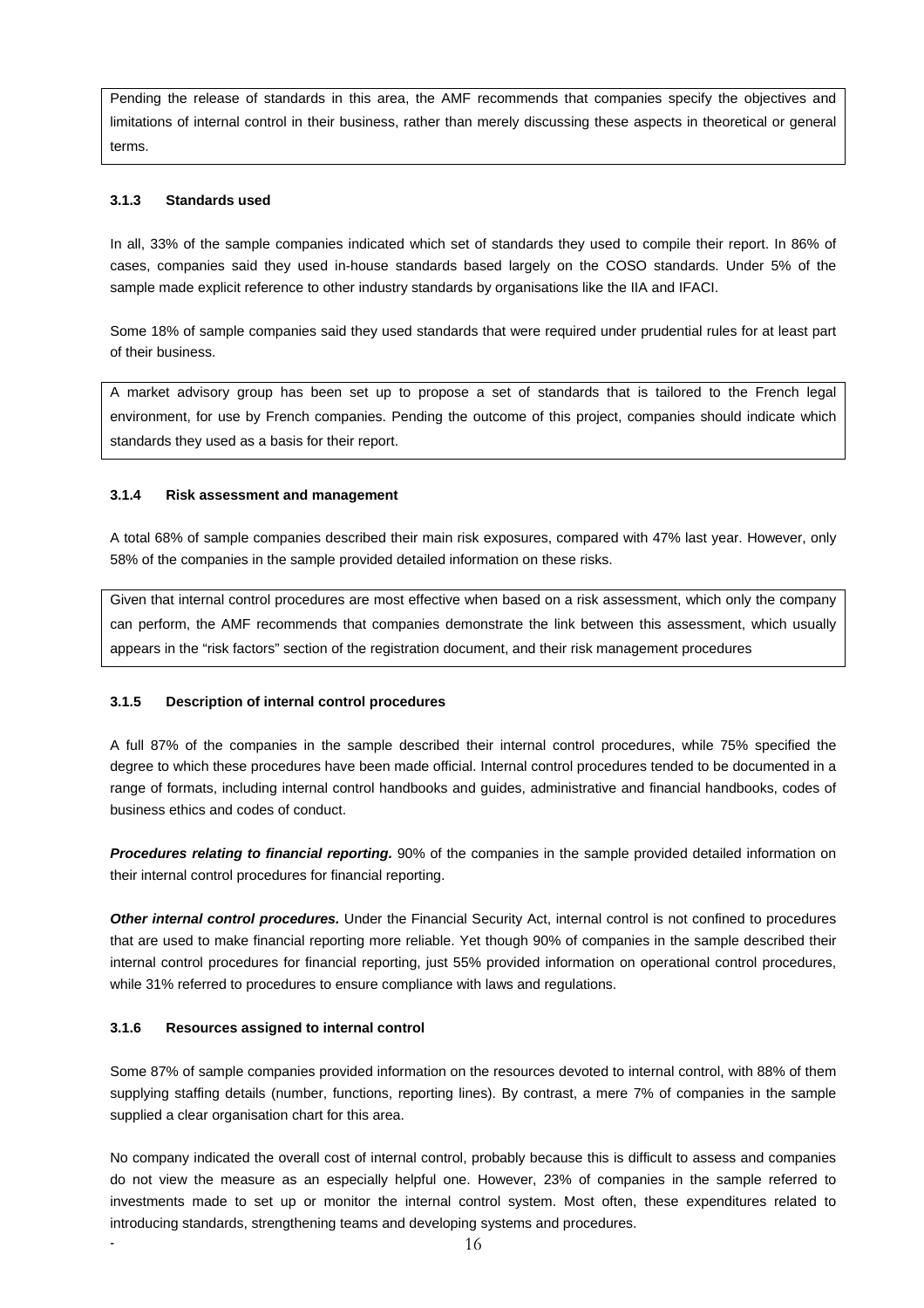Pending the release of standards in this area, the AMF recommends that companies specify the objectives and limitations of internal control in their business, rather than merely discussing these aspects in theoretical or general terms.

### 3.1.3 Standards used

In all, 33% of the sample companies indicated which set of standards they used to compile their report. In 86% of cases, companies said they used in-house standards based largely on the COSO standards. Under 5% of the sample made explicit reference to other industry standards by organisations like the IIA and IFACI.

Some 18% of sample companies said they used standards that were required under prudential rules for at least part of their business.

A market advisory group has been set up to propose a set of standards that is tailored to the French legal environment, for use by French companies. Pending the outcome of this project, companies should indicate which standards they used as a basis for their report.

### 3.1.4 Risk assessment and management

A total 68% of sample companies described their main risk exposures, compared with 47% last year. However, only 58% of the companies in the sample provided detailed information on these risks.

Given that internal control procedures are most effective when based on a risk assessment, which only the company can perform, the AMF recommends that companies demonstrate the link between this assessment, which usually appears in the "risk factors" section of the registration document, and their risk management procedures

### 3.1.5 Description of internal control procedures

A full 87% of the companies in the sample described their internal control procedures, while 75% specified the degree to which these procedures have been made official. Internal control procedures tended to be documented in a range of formats, including internal control handbooks and guides, administrative and financial handbooks, codes of business ethics and codes of conduct.

***Procedures relating to financial reporting.*** 90% of the companies in the sample provided detailed information on their internal control procedures for financial reporting.

***Other internal control procedures.*** Under the Financial Security Act, internal control is not confined to procedures that are used to make financial reporting more reliable. Yet though 90% of companies in the sample described their internal control procedures for financial reporting, just 55% provided information on operational control procedures, while 31% referred to procedures to ensure compliance with laws and regulations.

### 3.1.6 Resources assigned to internal control

Some 87% of sample companies provided information on the resources devoted to internal control, with 88% of them supplying staffing details (number, functions, reporting lines). By contrast, a mere 7% of companies in the sample supplied a clear organisation chart for this area.

No company indicated the overall cost of internal control, probably because this is difficult to assess and companies do not view the measure as an especially helpful one. However, 23% of companies in the sample referred to investments made to set up or monitor the internal control system. Most often, these expenditures related to introducing standards, strengthening teams and developing systems and procedures.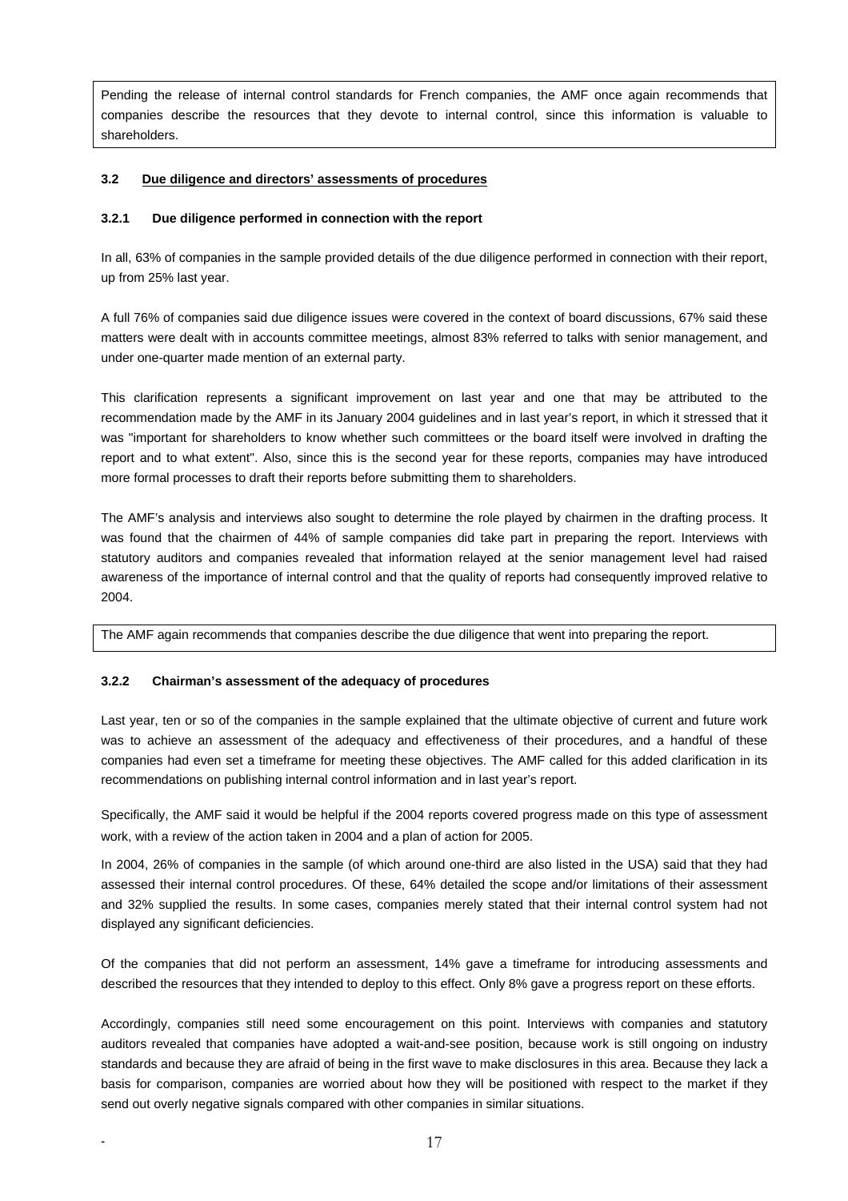Pending the release of internal control standards for French companies, the AMF once again recommends that companies describe the resources that they devote to internal control, since this information is valuable to shareholders.

### 3.2 Due diligence and directors' assessments of procedures

#### 3.2.1 Due diligence performed in connection with the report

In all, 63% of companies in the sample provided details of the due diligence performed in connection with their report, up from 25% last year.

A full 76% of companies said due diligence issues were covered in the context of board discussions, 67% said these matters were dealt with in accounts committee meetings, almost 83% referred to talks with senior management, and under one-quarter made mention of an external party.

This clarification represents a significant improvement on last year and one that may be attributed to the recommendation made by the AMF in its January 2004 guidelines and in last year's report, in which it stressed that it was "important for shareholders to know whether such committees or the board itself were involved in drafting the report and to what extent". Also, since this is the second year for these reports, companies may have introduced more formal processes to draft their reports before submitting them to shareholders.

The AMF's analysis and interviews also sought to determine the role played by chairmen in the drafting process. It was found that the chairmen of 44% of sample companies did take part in preparing the report. Interviews with statutory auditors and companies revealed that information relayed at the senior management level had raised awareness of the importance of internal control and that the quality of reports had consequently improved relative to 2004.

The AMF again recommends that companies describe the due diligence that went into preparing the report.

#### 3.2.2 Chairman's assessment of the adequacy of procedures

Last year, ten or so of the companies in the sample explained that the ultimate objective of current and future work was to achieve an assessment of the adequacy and effectiveness of their procedures, and a handful of these companies had even set a timeframe for meeting these objectives. The AMF called for this added clarification in its recommendations on publishing internal control information and in last year's report.

Specifically, the AMF said it would be helpful if the 2004 reports covered progress made on this type of assessment work, with a review of the action taken in 2004 and a plan of action for 2005.

In 2004, 26% of companies in the sample (of which around one-third are also listed in the USA) said that they had assessed their internal control procedures. Of these, 64% detailed the scope and/or limitations of their assessment and 32% supplied the results. In some cases, companies merely stated that their internal control system had not displayed any significant deficiencies.

Of the companies that did not perform an assessment, 14% gave a timeframe for introducing assessments and described the resources that they intended to deploy to this effect. Only 8% gave a progress report on these efforts.

Accordingly, companies still need some encouragement on this point. Interviews with companies and statutory auditors revealed that companies have adopted a wait-and-see position, because work is still ongoing on industry standards and because they are afraid of being in the first wave to make disclosures in this area. Because they lack a basis for comparison, companies are worried about how they will be positioned with respect to the market if they send out overly negative signals compared with other companies in similar situations.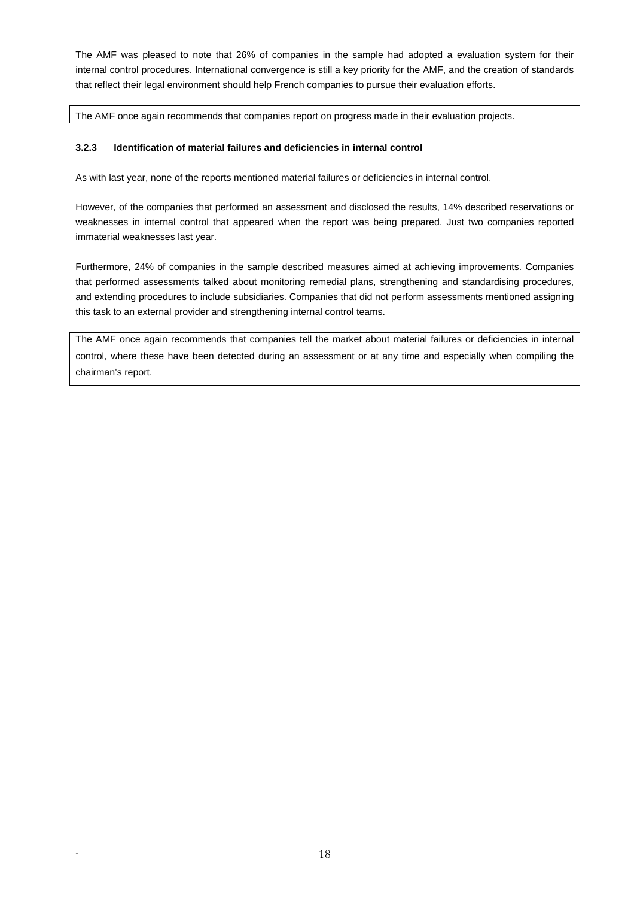The AMF was pleased to note that 26% of companies in the sample had adopted a evaluation system for their internal control procedures. International convergence is still a key priority for the AMF, and the creation of standards that reflect their legal environment should help French companies to pursue their evaluation efforts.

> The AMF once again recommends that companies report on progress made in their evaluation projects.

### 3.2.3 Identification of material failures and deficiencies in internal control

As with last year, none of the reports mentioned material failures or deficiencies in internal control.

However, of the companies that performed an assessment and disclosed the results, 14% described reservations or weaknesses in internal control that appeared when the report was being prepared. Just two companies reported immaterial weaknesses last year.

Furthermore, 24% of companies in the sample described measures aimed at achieving improvements. Companies that performed assessments talked about monitoring remedial plans, strengthening and standardising procedures, and extending procedures to include subsidiaries. Companies that did not perform assessments mentioned assigning this task to an external provider and strengthening internal control teams.

> The AMF once again recommends that companies tell the market about material failures or deficiencies in internal control, where these have been detected during an assessment or at any time and especially when compiling the chairman's report.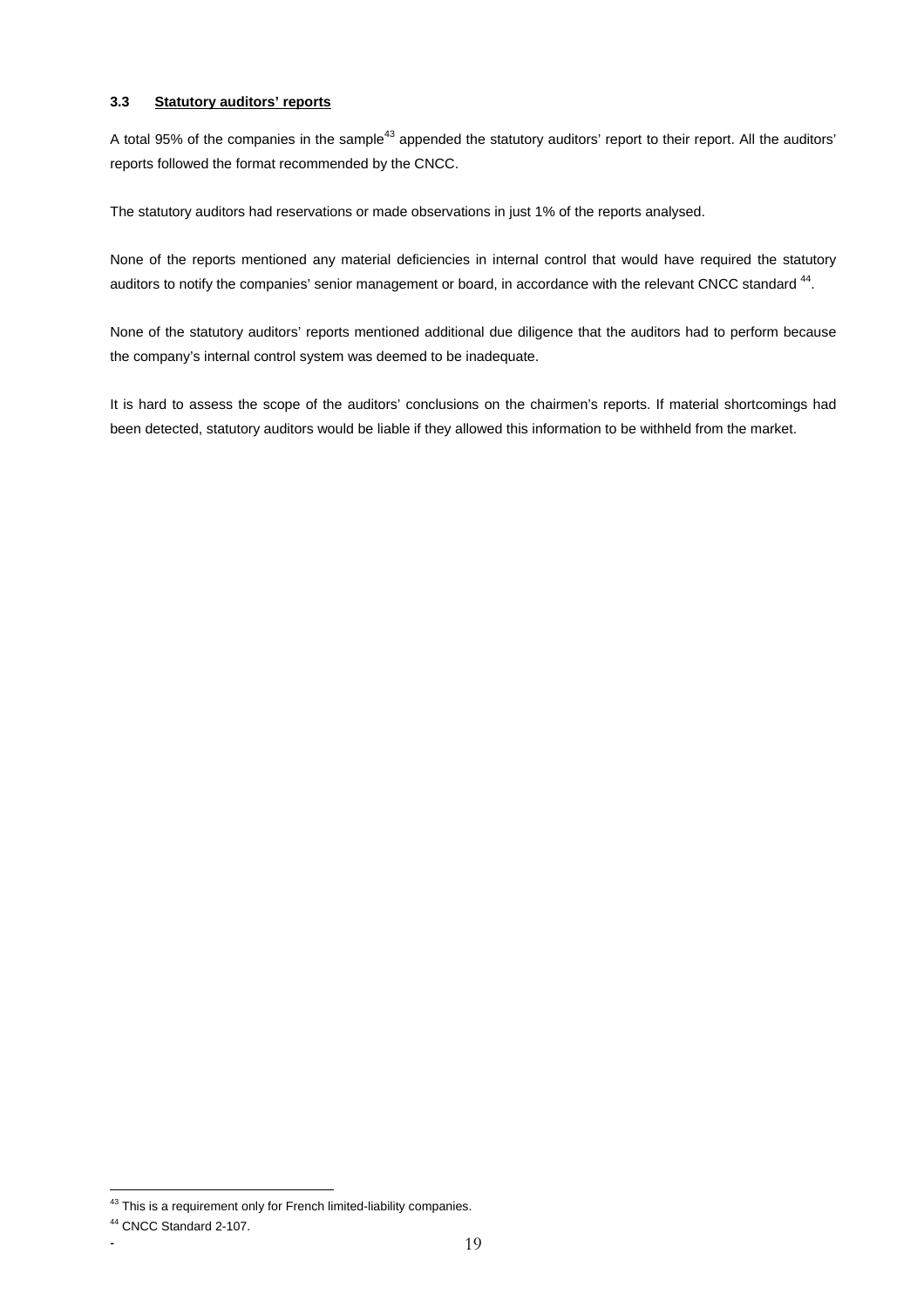### 3.3 Statutory auditors' reports

A total 95% of the companies in the sample[43] appended the statutory auditors' report to their report. All the auditors' reports followed the format recommended by the CNCC.

The statutory auditors had reservations or made observations in just 1% of the reports analysed.

None of the reports mentioned any material deficiencies in internal control that would have required the statutory auditors to notify the companies' senior management or board, in accordance with the relevant CNCC standard [44].

None of the statutory auditors' reports mentioned additional due diligence that the auditors had to perform because the company's internal control system was deemed to be inadequate.

It is hard to assess the scope of the auditors' conclusions on the chairmen's reports. If material shortcomings had been detected, statutory auditors would be liable if they allowed this information to be withheld from the market.

---

[43] This is a requirement only for French limited-liability companies.

[44] CNCC Standard 2-107.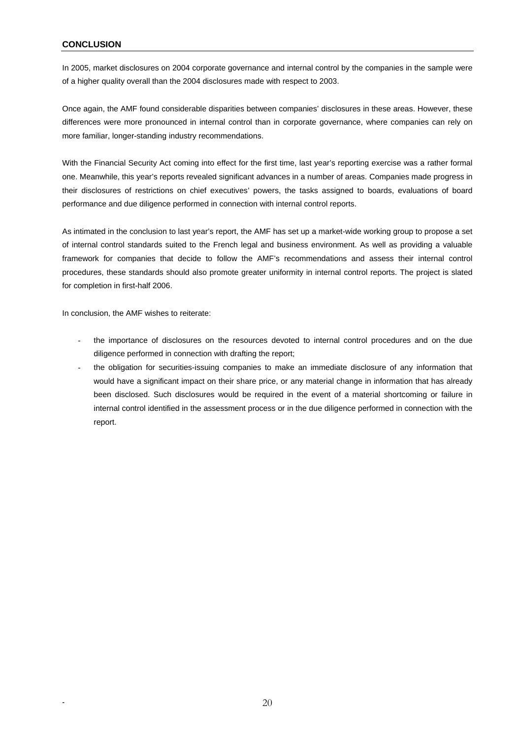## CONCLUSION

In 2005, market disclosures on 2004 corporate governance and internal control by the companies in the sample were of a higher quality overall than the 2004 disclosures made with respect to 2003.

Once again, the AMF found considerable disparities between companies' disclosures in these areas. However, these differences were more pronounced in internal control than in corporate governance, where companies can rely on more familiar, longer-standing industry recommendations.

With the Financial Security Act coming into effect for the first time, last year's reporting exercise was a rather formal one. Meanwhile, this year's reports revealed significant advances in a number of areas. Companies made progress in their disclosures of restrictions on chief executives' powers, the tasks assigned to boards, evaluations of board performance and due diligence performed in connection with internal control reports.

As intimated in the conclusion to last year's report, the AMF has set up a market-wide working group to propose a set of internal control standards suited to the French legal and business environment. As well as providing a valuable framework for companies that decide to follow the AMF's recommendations and assess their internal control procedures, these standards should also promote greater uniformity in internal control reports. The project is slated for completion in first-half 2006.

In conclusion, the AMF wishes to reiterate:

- the importance of disclosures on the resources devoted to internal control procedures and on the due diligence performed in connection with drafting the report;
- the obligation for securities-issuing companies to make an immediate disclosure of any information that would have a significant impact on their share price, or any material change in information that has already been disclosed. Such disclosures would be required in the event of a material shortcoming or failure in internal control identified in the assessment process or in the due diligence performed in connection with the report.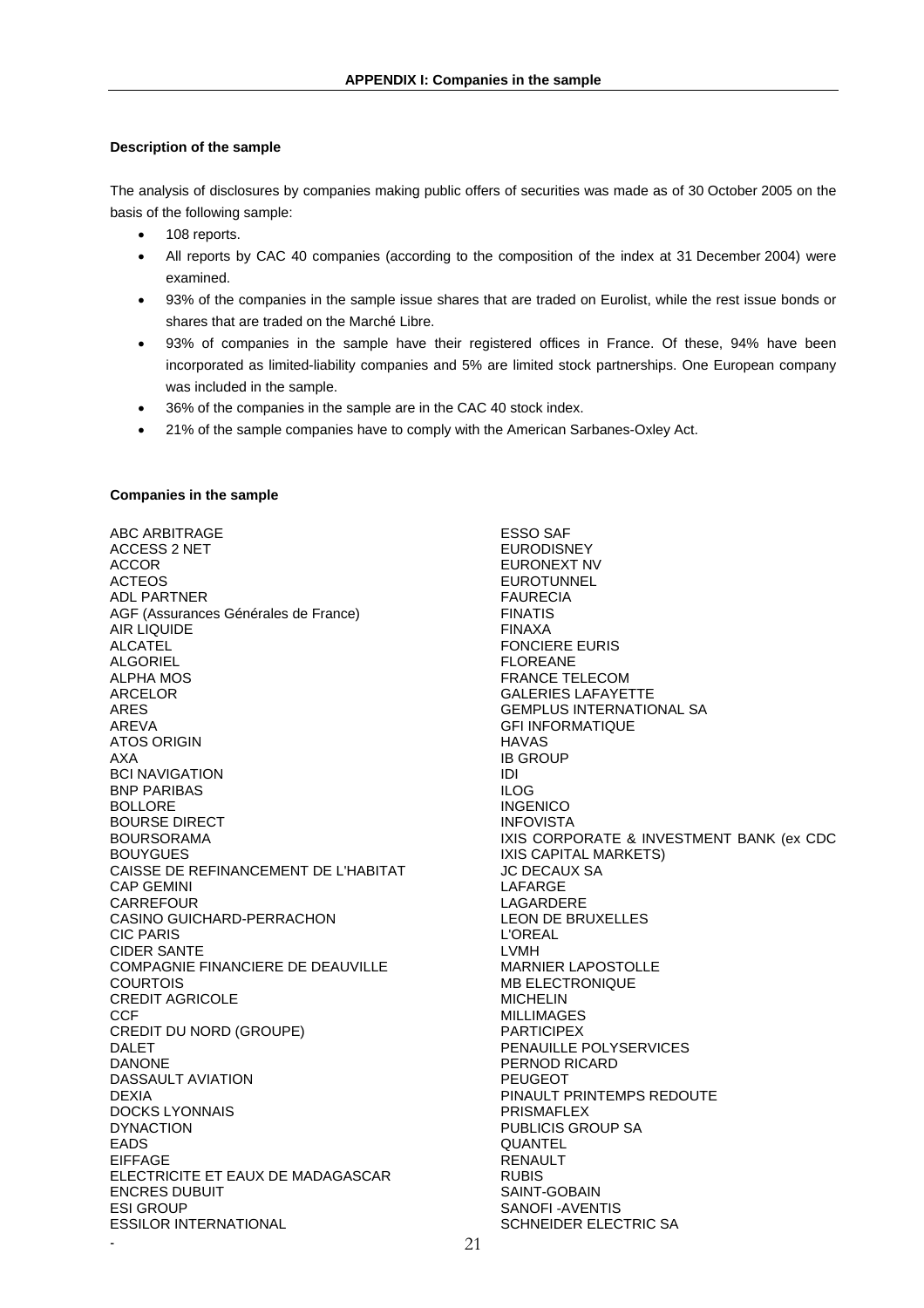## APPENDIX I: Companies in the sample

**Description of the sample**

The analysis of disclosures by companies making public offers of securities was made as of 30 October 2005 on the basis of the following sample:

- 108 reports.
- All reports by CAC 40 companies (according to the composition of the index at 31 December 2004) were examined.
- 93% of the companies in the sample issue shares that are traded on Eurolist, while the rest issue bonds or shares that are traded on the Marché Libre.
- 93% of companies in the sample have their registered offices in France. Of these, 94% have been incorporated as limited-liability companies and 5% are limited stock partnerships. One European company was included in the sample.
- 36% of the companies in the sample are in the CAC 40 stock index.
- 21% of the sample companies have to comply with the American Sarbanes-Oxley Act.

**Companies in the sample**

ABC ARBITRAGE
ACCESS 2 NET
ACCOR
ACTEOS
ADL PARTNER
AGF (Assurances Générales de France)
AIR LIQUIDE
ALCATEL
ALGORIEL
ALPHA MOS
ARCELOR
ARES
AREVA
ATOS ORIGIN
AXA
BCI NAVIGATION
BNP PARIBAS
BOLLORE
BOURSE DIRECT
BOURSORAMA
BOUYGUES
CAISSE DE REFINANCEMENT DE L'HABITAT
CAP GEMINI
CARREFOUR
CASINO GUICHARD-PERRACHON
CIC PARIS
CIDER SANTE
COMPAGNIE FINANCIERE DE DEAUVILLE
COURTOIS
CREDIT AGRICOLE
CCF
CREDIT DU NORD (GROUPE)
DALET
DANONE
DASSAULT AVIATION
DEXIA
DOCKS LYONNAIS
DYNACTION
EADS
EIFFAGE
ELECTRICITE ET EAUX DE MADAGASCAR
ENCRES DUBUIT
ESI GROUP
ESSILOR INTERNATIONAL
ESSO SAF
EURODISNEY
EURONEXT NV
EUROTUNNEL
FAURECIA
FINATIS
FINAXA
FONCIERE EURIS
FLOREANE
FRANCE TELECOM
GALERIES LAFAYETTE
GEMPLUS INTERNATIONAL SA
GFI INFORMATIQUE
HAVAS
IB GROUP
IDI
ILOG
INGENICO
INFOVISTA
IXIS CORPORATE & INVESTMENT BANK (ex CDC IXIS CAPITAL MARKETS)
JC DECAUX SA
LAFARGE
LAGARDERE
LEON DE BRUXELLES
L'OREAL
LVMH
MARNIER LAPOSTOLLE
MB ELECTRONIQUE
MICHELIN
MILLIMAGES
PARTICIPEX
PENAUILLE POLYSERVICES
PERNOD RICARD
PEUGEOT
PINAULT PRINTEMPS REDOUTE
PRISMAFLEX
PUBLICIS GROUP SA
QUANTEL
RENAULT
RUBIS
SAINT-GOBAIN
SANOFI -AVENTIS
SCHNEIDER ELECTRIC SA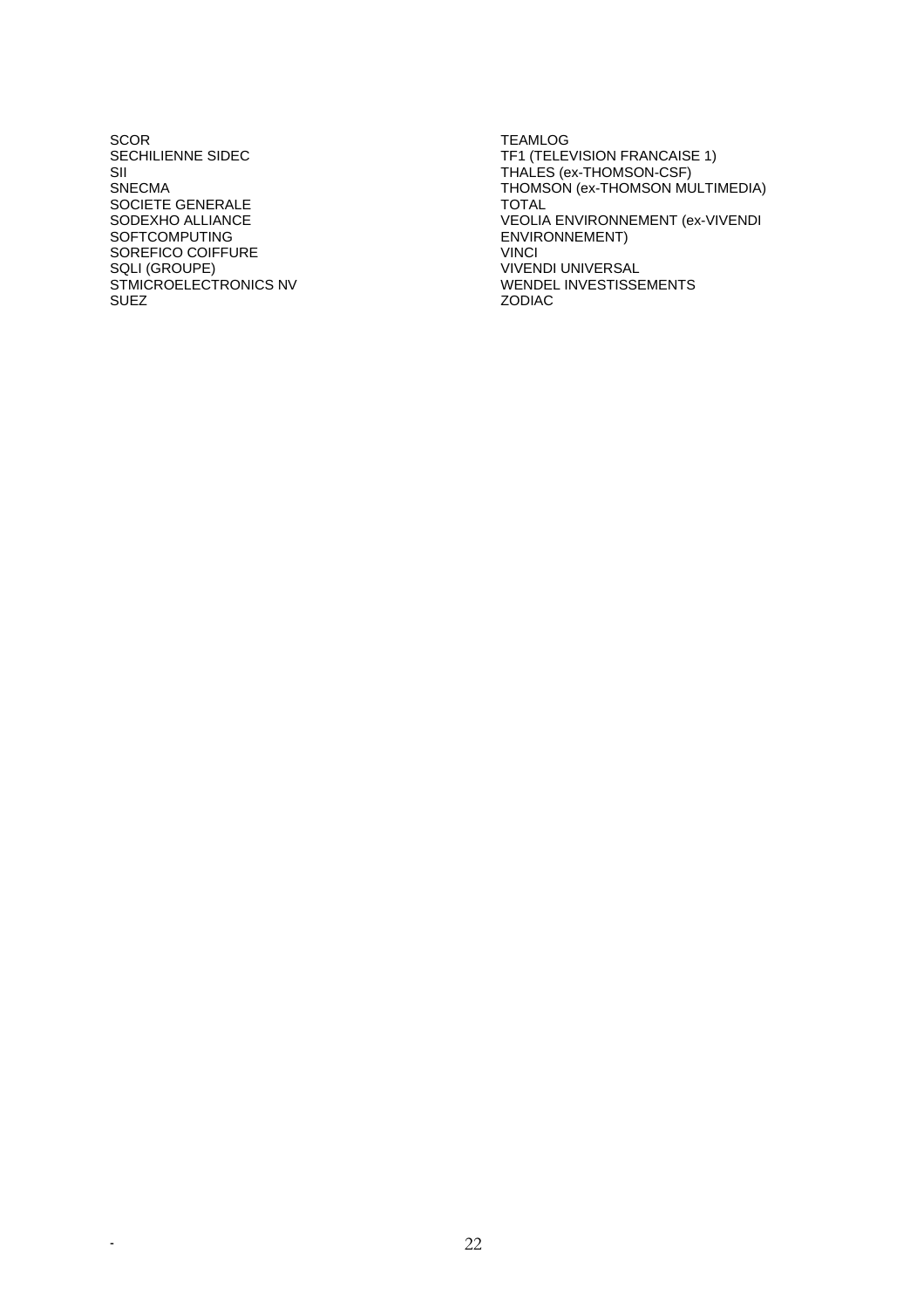SCOR
SECHILIENNE SIDEC
SII
SNECMA
SOCIETE GENERALE
SODEXHO ALLIANCE
SOFTCOMPUTING
SOREFICO COIFFURE
SQLI (GROUPE)
STMICROELECTRONICS NV
SUEZ
TEAMLOG
TF1 (TELEVISION FRANCAISE 1)
THALES (ex-THOMSON-CSF)
THOMSON (ex-THOMSON MULTIMEDIA)
TOTAL
VEOLIA ENVIRONNEMENT (ex-VIVENDI ENVIRONNEMENT)
VINCI
VIVENDI UNIVERSAL
WENDEL INVESTISSEMENTS
ZODIAC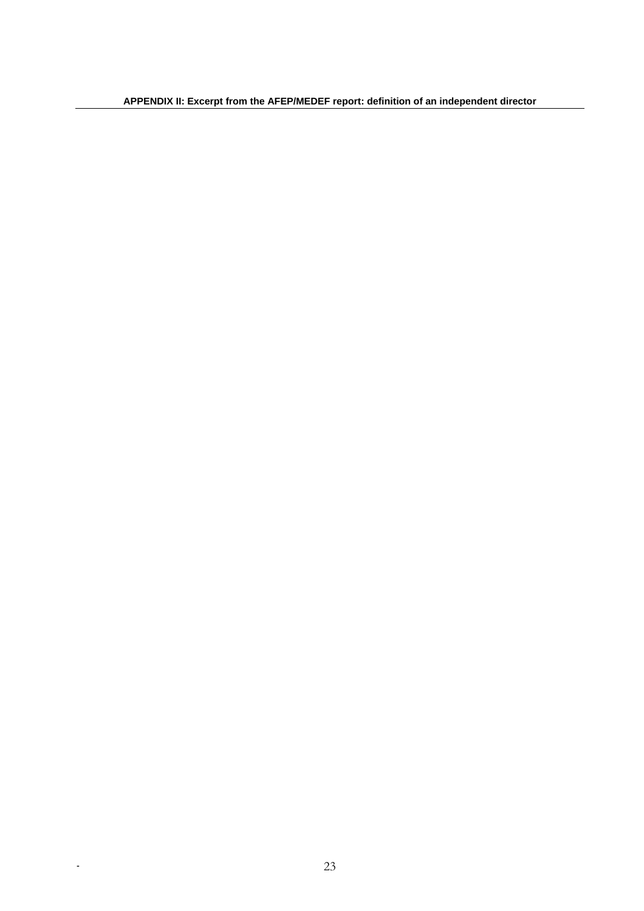**APPENDIX II: Excerpt from the AFEP/MEDEF report: definition of an independent director**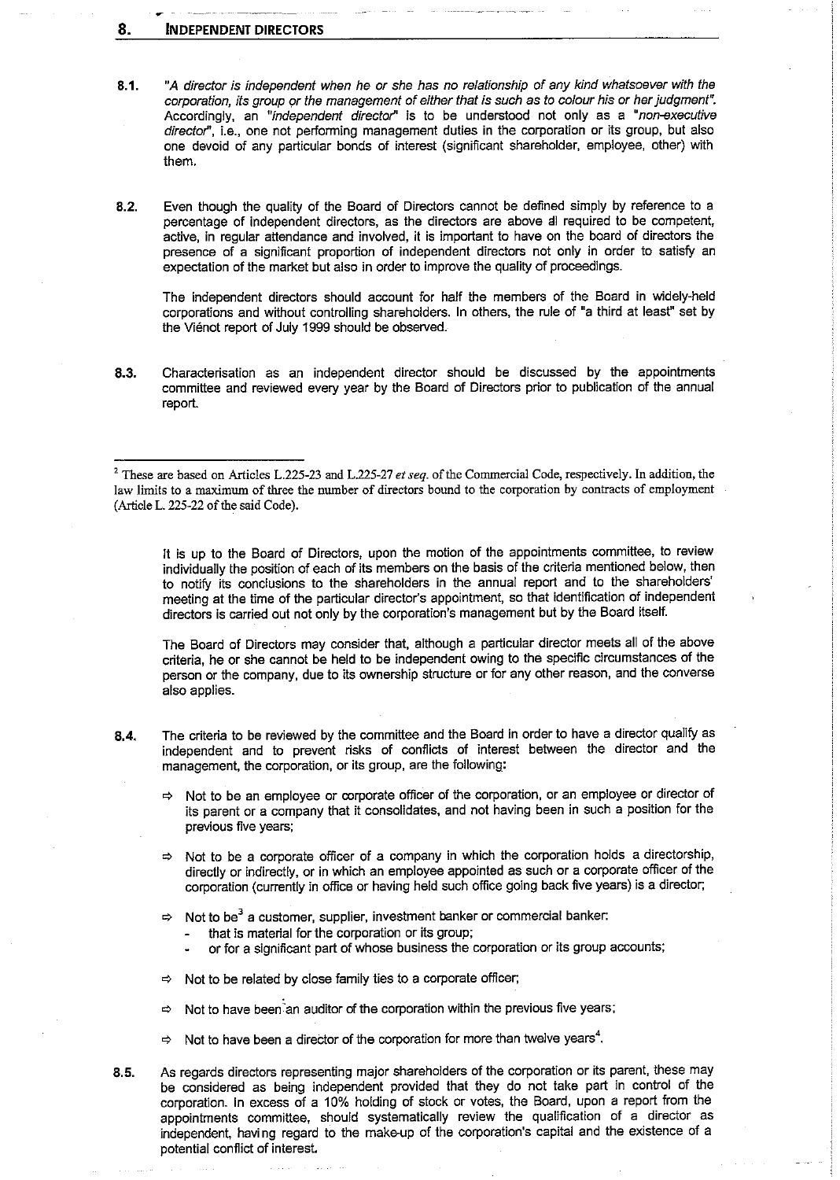## 8. INDEPENDENT DIRECTORS

**8.1.** *"A director is independent when he or she has no relationship of any kind whatsoever with the corporation, its group or the management of either that is such as to colour his or her judgment".* Accordingly, an *"independent director"* is to be understood not only as a *"non-executive director"*, i.e., one not performing management duties in the corporation or its group, but also one devoid of any particular bonds of interest (significant shareholder, employee, other) with them.

**8.2.** Even though the quality of the Board of Directors cannot be defined simply by reference to a percentage of independent directors, as the directors are above all required to be competent, active, in regular attendance and involved, it is important to have on the board of directors the presence of a significant proportion of independent directors not only in order to satisfy an expectation of the market but also in order to improve the quality of proceedings.

The independent directors should account for half the members of the Board in widely-held corporations and without controlling shareholders. In others, the rule of "a third at least" set by the Viénot report of July 1999 should be observed.

**8.3.** Characterisation as an independent director should be discussed by the appointments committee and reviewed every year by the Board of Directors prior to publication of the annual report.

[2] These are based on Articles L.225-23 and L.225-27 *et seq.* of the Commercial Code, respectively. In addition, the law limits to a maximum of three the number of directors bound to the corporation by contracts of employment (Article L. 225-22 of the said Code).

It is up to the Board of Directors, upon the motion of the appointments committee, to review individually the position of each of its members on the basis of the criteria mentioned below, then to notify its conclusions to the shareholders in the annual report and to the shareholders' meeting at the time of the particular director's appointment, so that identification of independent directors is carried out not only by the corporation's management but by the Board itself.

The Board of Directors may consider that, although a particular director meets all of the above criteria, he or she cannot be held to be independent owing to the specific circumstances of the person or the company, due to its ownership structure or for any other reason, and the converse also applies.

**8.4.** The criteria to be reviewed by the committee and the Board in order to have a director qualify as independent and to prevent risks of conflicts of interest between the director and the management, the corporation, or its group, are the following:

- ⇨ Not to be an employee or corporate officer of the corporation, or an employee or director of its parent or a company that it consolidates, and not having been in such a position for the previous five years;
- ⇨ Not to be a corporate officer of a company in which the corporation holds a directorship, directly or indirectly, or in which an employee appointed as such or a corporate officer of the corporation (currently in office or having held such office going back five years) is a director;
- ⇨ Not to be[3] a customer, supplier, investment banker or commercial banker:
  - that is material for the corporation or its group;
  - or for a significant part of whose business the corporation or its group accounts;
- ⇨ Not to be related by close family ties to a corporate officer;
- ⇨ Not to have been an auditor of the corporation within the previous five years;
- ⇨ Not to have been a director of the corporation for more than twelve years[4].

**8.5.** As regards directors representing major shareholders of the corporation or its parent, these may be considered as being independent provided that they do not take part in control of the corporation. In excess of a 10% holding of stock or votes, the Board, upon a report from the appointments committee, should systematically review the qualification of a director as independent, having regard to the make-up of the corporation's capital and the existence of a potential conflict of interest.